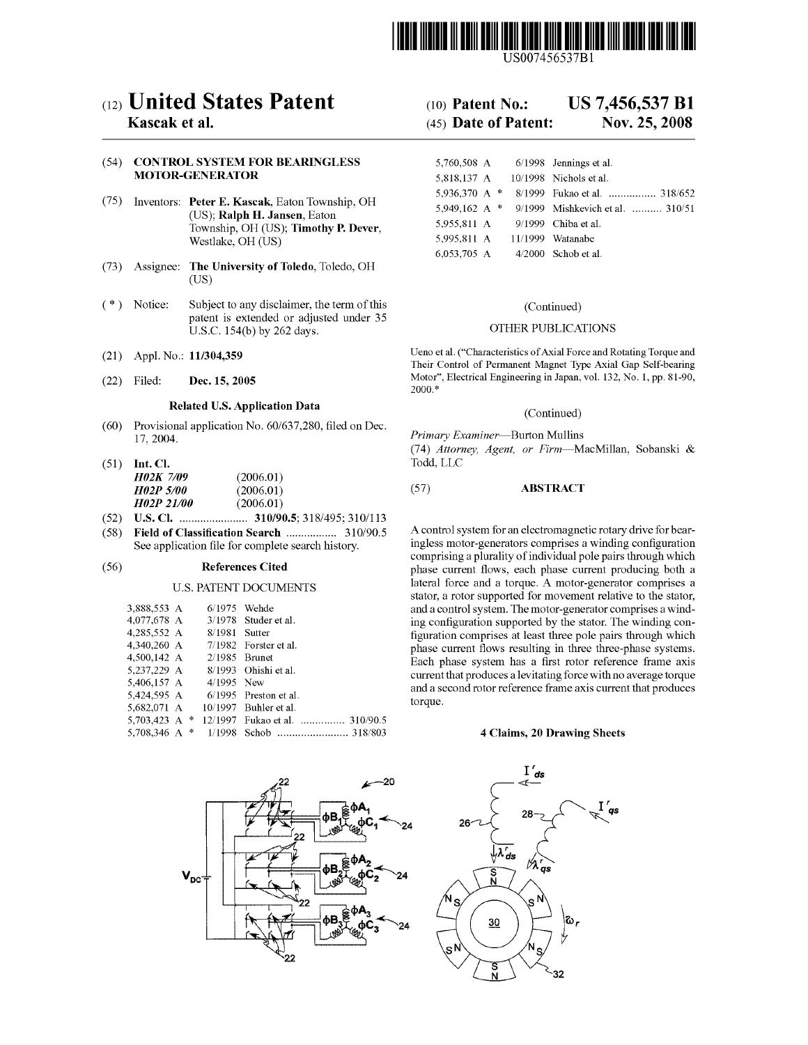US007456537B1

# (12) United States Patent
**Kascak et al.**

(10) **Patent No.: US 7,456,537 B1**

(45) **Date of Patent: Nov. 25, 2008**

(54) **CONTROL SYSTEM FOR BEARINGLESS MOTOR-GENERATOR**

(75) Inventors: **Peter E. Kascak**, Eaton Township, OH (US); **Ralph H. Jansen**, Eaton Township, OH (US); **Timothy P. Dever**, Westlake, OH (US)

(73) Assignee: **The University of Toledo**, Toledo, OH (US)

( * ) Notice: Subject to any disclaimer, the term of this patent is extended or adjusted under 35 U.S.C. 154(b) by 262 days.

(21) Appl. No.: **11/304,359**

(22) Filed: **Dec. 15, 2005**

**Related U.S. Application Data**

(60) Provisional application No. 60/637,280, filed on Dec. 17, 2004.

(51) **Int. Cl.**
*H02K 7/09* (2006.01)
*H02P 5/00* (2006.01)
*H02P 21/00* (2006.01)

(52) **U.S. Cl.** ....................... **310/90.5**; 318/495; 310/113

(58) **Field of Classification Search** ................. 310/90.5
See application file for complete search history.

(56) **References Cited**

U.S. PATENT DOCUMENTS

| | | |
|---|---|---|
| 3,888,553 A | 6/1975 | Wehde |
| 4,077,678 A | 3/1978 | Studer et al. |
| 4,285,552 A | 8/1981 | Sutter |
| 4,340,260 A | 7/1982 | Forster et al. |
| 4,500,142 A | 2/1985 | Brunet |
| 5,237,229 A | 8/1993 | Ohishi et al. |
| 5,406,157 A | 4/1995 | New |
| 5,424,595 A | 6/1995 | Preston et al. |
| 5,682,071 A | 10/1997 | Buhler et al. |
| 5,703,423 A * | 12/1997 | Fukao et al. ............... 310/90.5 |
| 5,708,346 A * | 1/1998 | Schob ........................ 318/803 |
| 5,760,508 A | 6/1998 | Jennings et al. |
| 5,818,137 A | 10/1998 | Nichols et al. |
| 5,936,370 A * | 8/1999 | Fukao et al. ................ 318/652 |
| 5,949,162 A * | 9/1999 | Mishkevich et al. .......... 310/51 |
| 5,955,811 A | 9/1999 | Chiba et al. |
| 5,995,811 A | 11/1999 | Watanabe |
| 6,053,705 A | 4/2000 | Schob et al. |

(Continued)

OTHER PUBLICATIONS

Ueno et al. ("Characteristics of Axial Force and Rotating Torque and Their Control of Permanent Magnet Type Axial Gap Self-bearing Motor", Electrical Engineering in Japan, vol. 132, No. 1, pp. 81-90, 2000.*

(Continued)

*Primary Examiner*—Burton Mullins
(74) *Attorney, Agent, or Firm*—MacMillan, Sobanski & Todd, LLC

(57) **ABSTRACT**

A control system for an electromagnetic rotary drive for bearingless motor-generators comprises a winding configuration comprising a plurality of individual pole pairs through which phase current flows, each phase current producing both a lateral force and a torque. A motor-generator comprises a stator, a rotor supported for movement relative to the stator, and a control system. The motor-generator comprises a winding configuration supported by the stator. The winding configuration comprises at least three pole pairs through which phase current flows resulting in three three-phase systems. Each phase system has a first rotor reference frame axis current that produces a levitating force with no average torque and a second rotor reference frame axis current that produces torque.

**4 Claims, 20 Drawing Sheets**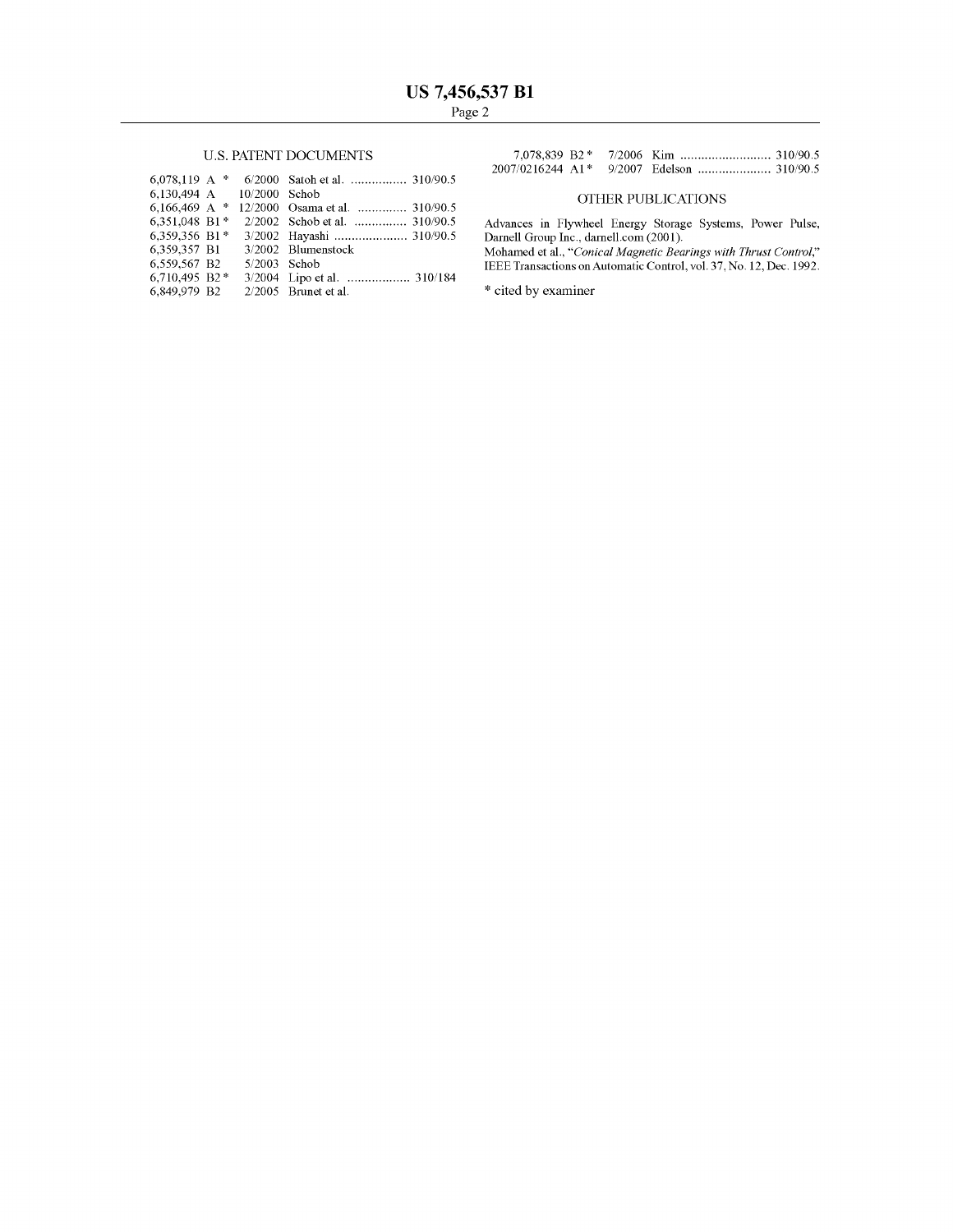## U.S. PATENT DOCUMENTS

6,078,119 A * 6/2000 Satoh et al. ................ 310/90.5
6,130,494 A 10/2000 Schob
6,166,469 A * 12/2000 Osama et al. .............. 310/90.5
6,351,048 B1 * 2/2002 Schob et al. ............... 310/90.5
6,359,356 B1 * 3/2002 Hayashi ..................... 310/90.5
6,359,357 B1 3/2002 Blumenstock
6,559,567 B2 5/2003 Schob
6,710,495 B2 * 3/2004 Lipo et al. .................. 310/184
6,849,979 B2 2/2005 Brunet et al.
7,078,839 B2 * 7/2006 Kim .......................... 310/90.5
2007/0216244 A1 * 9/2007 Edelson ..................... 310/90.5

## OTHER PUBLICATIONS

Advances in Flywheel Energy Storage Systems, Power Pulse, Darnell Group Inc., darnell.com (2001).

Mohamed et al., "*Conical Magnetic Bearings with Thrust Control*," IEEE Transactions on Automatic Control, vol. 37, No. 12, Dec. 1992.

* cited by examiner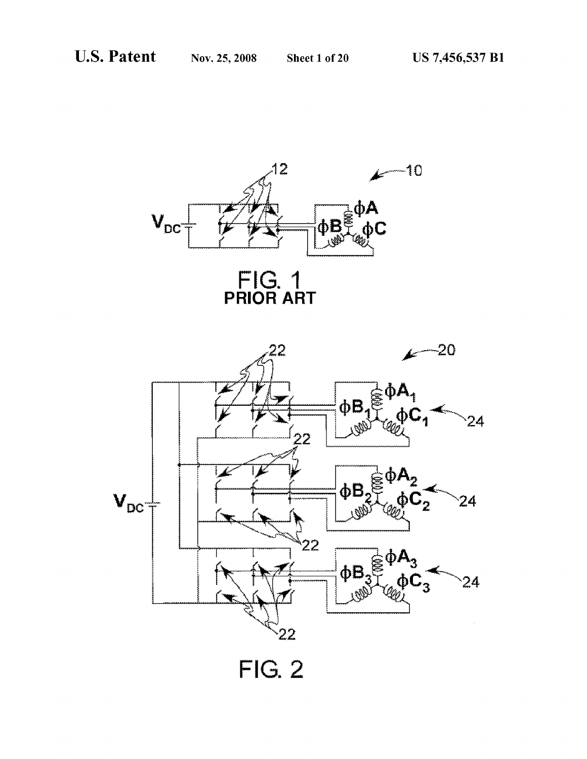FIG. 1
PRIOR ART

FIG. 2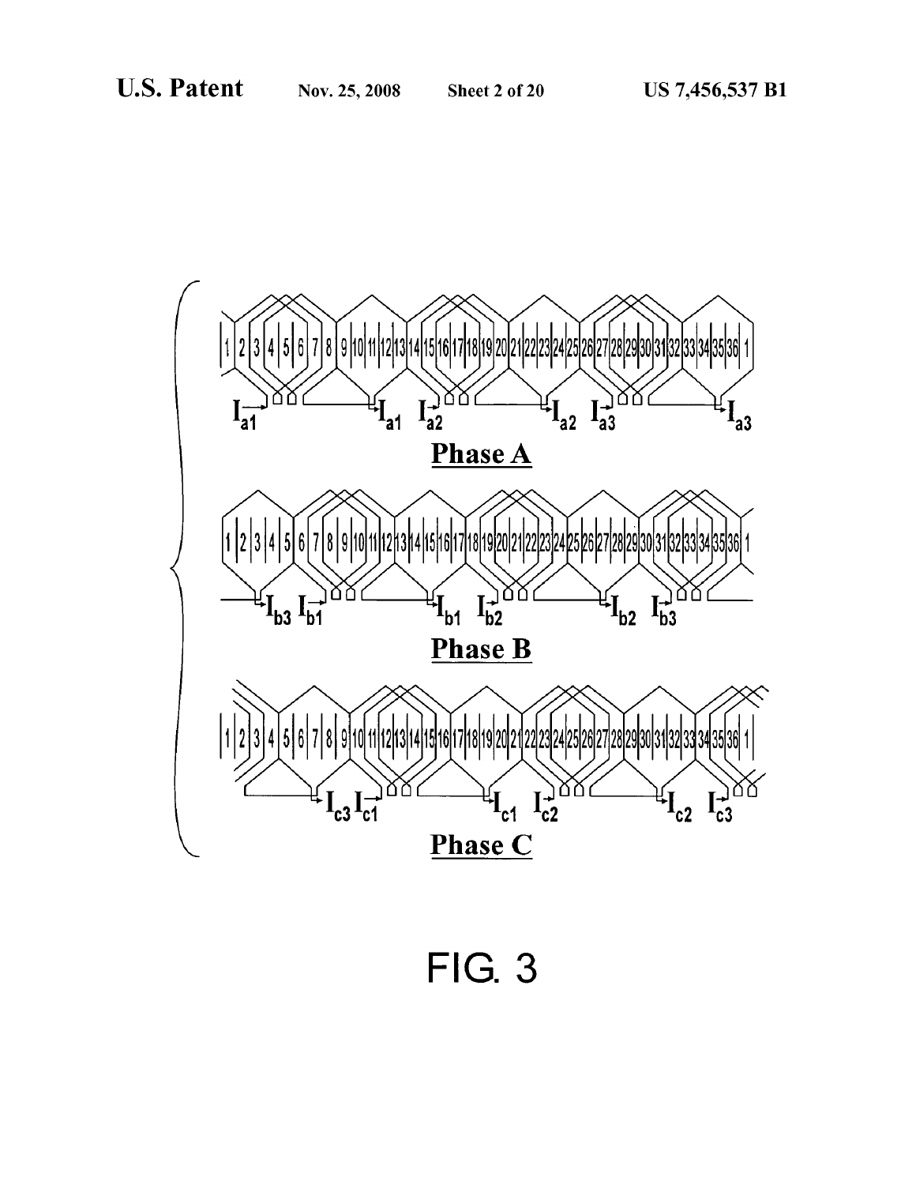$I_{a1}$ $I_{a1}$ $I_{a2}$ $I_{a2}$ $I_{a3}$ $I_{a3}$

**Phase A**

$I_{b3}$ $I_{b1}$ $I_{b1}$ $I_{b2}$ $I_{b2}$ $I_{b3}$

**Phase B**

$I_{c3}$ $I_{c1}$ $I_{c1}$ $I_{c2}$ $I_{c2}$ $I_{c3}$

**Phase C**

FIG. 3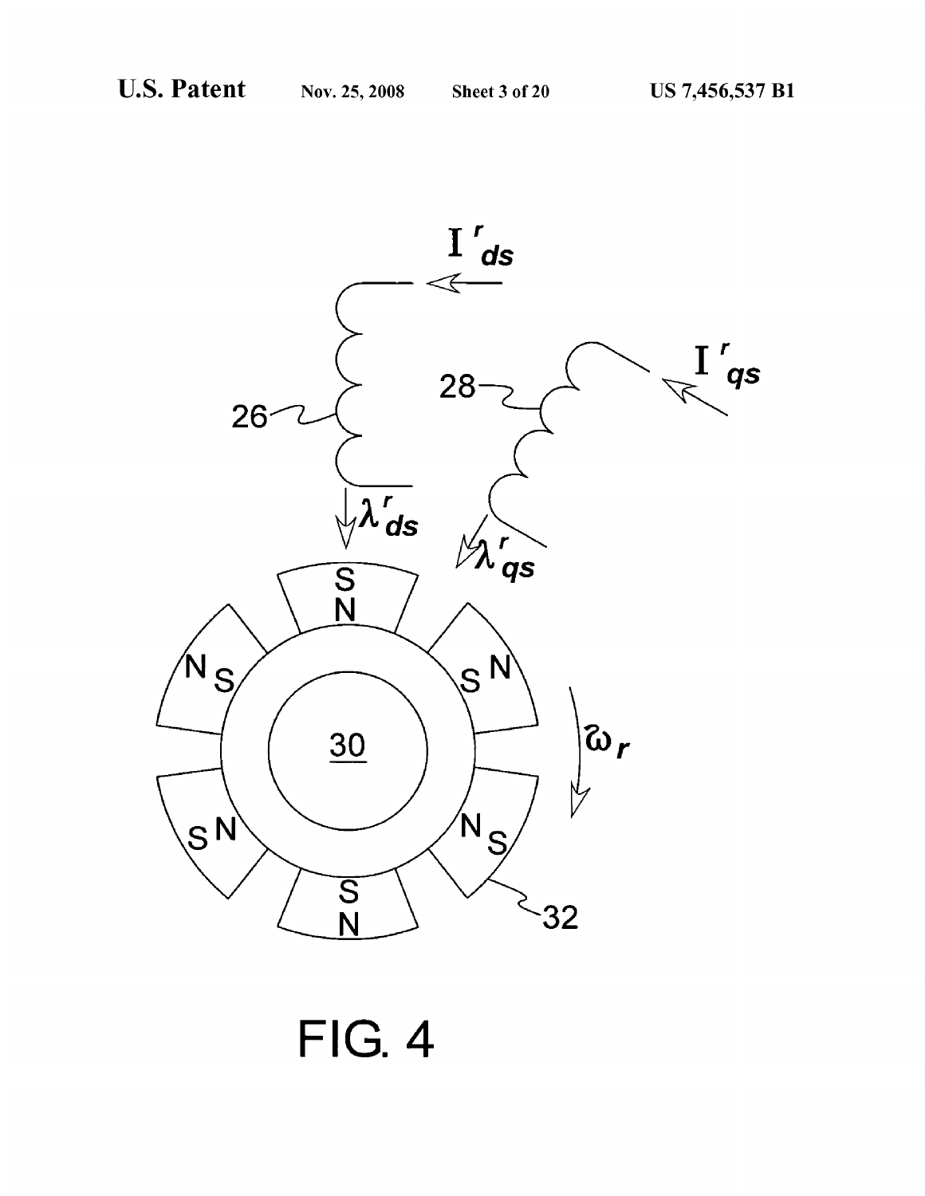FIG. 4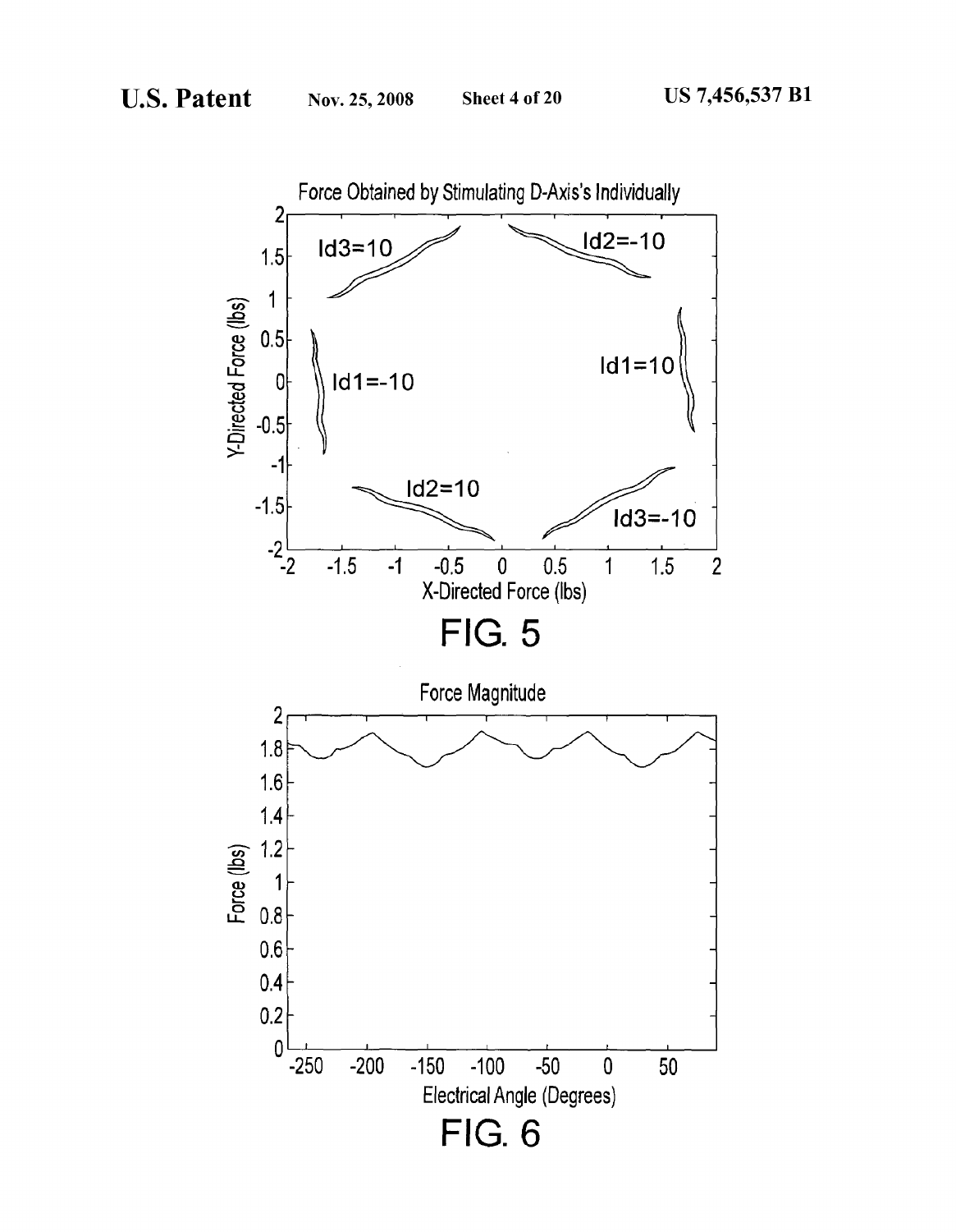Force Obtained by Stimulating D-Axis's Individually

FIG. 5

Force Magnitude

FIG. 6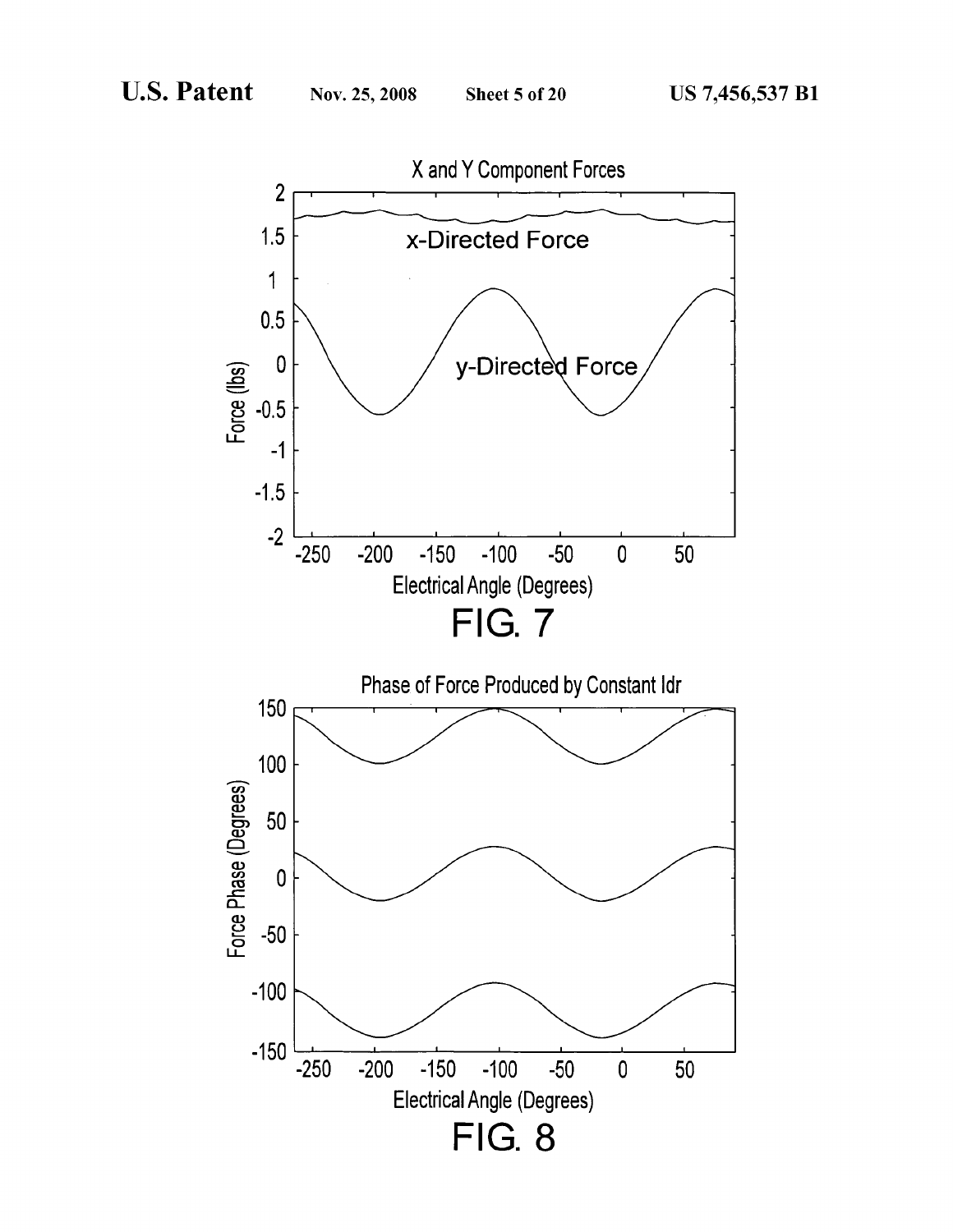X and Y Component Forces

x-Directed Force

y-Directed Force

Force (lbs)

Electrical Angle (Degrees)

FIG. 7

Phase of Force Produced by Constant Idr

Force Phase (Degrees)

Electrical Angle (Degrees)

FIG. 8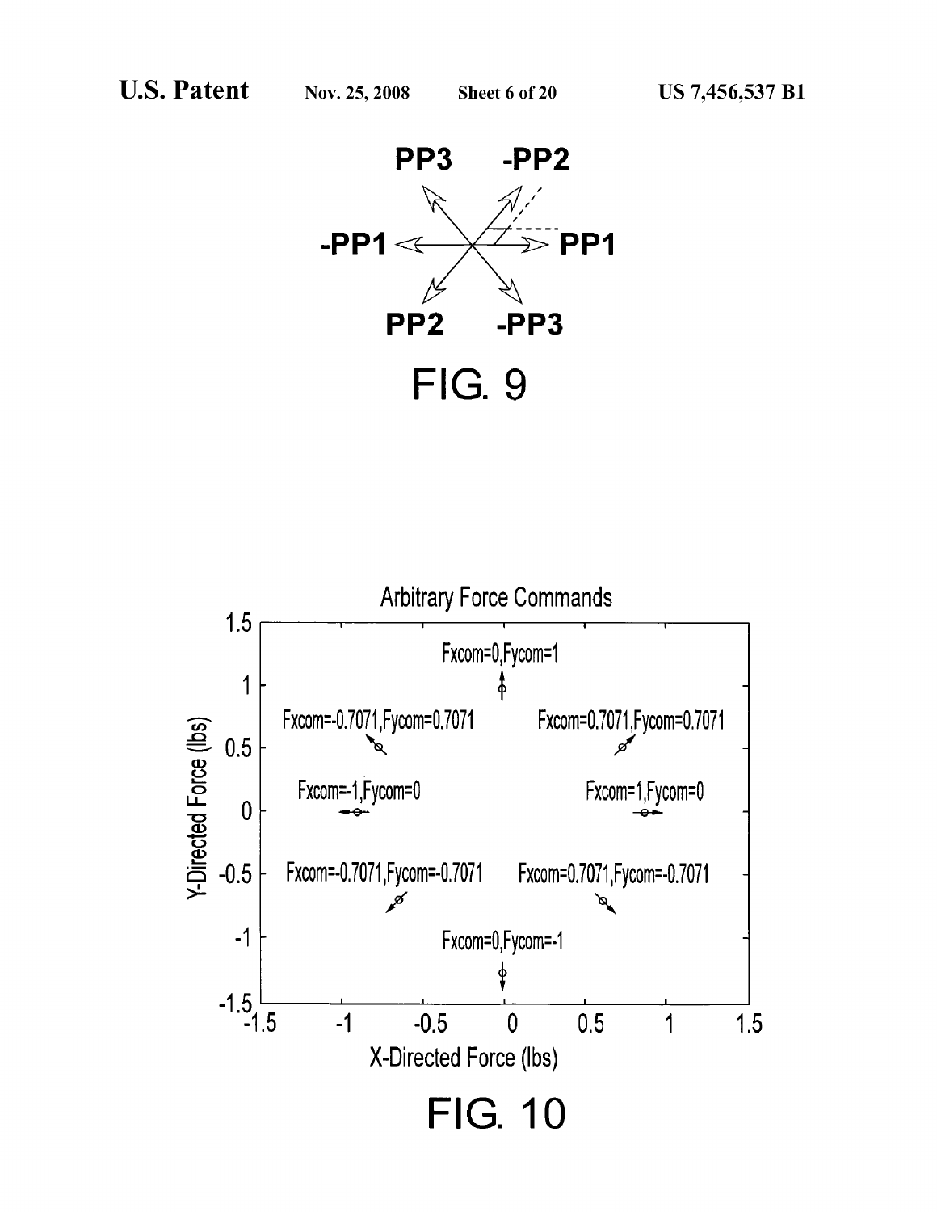PP3 -PP2

-PP1 PP1

PP2 -PP3

FIG. 9

Arbitrary Force Commands

Fxcom=0,Fycom=1

Fxcom=-0.7071,Fycom=0.7071

Fxcom=0.7071,Fycom=0.7071

Fxcom=-1,Fycom=0

Fxcom=1,Fycom=0

Fxcom=-0.7071,Fycom=-0.7071

Fxcom=0.7071,Fycom=-0.7071

Fxcom=0,Fycom=-1

Y-Directed Force (lbs)

X-Directed Force (lbs)

FIG. 10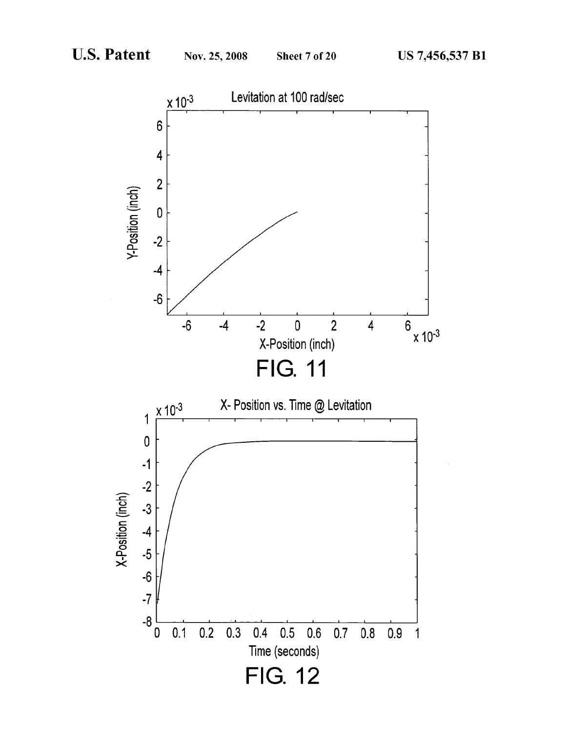FIG. 11

FIG. 12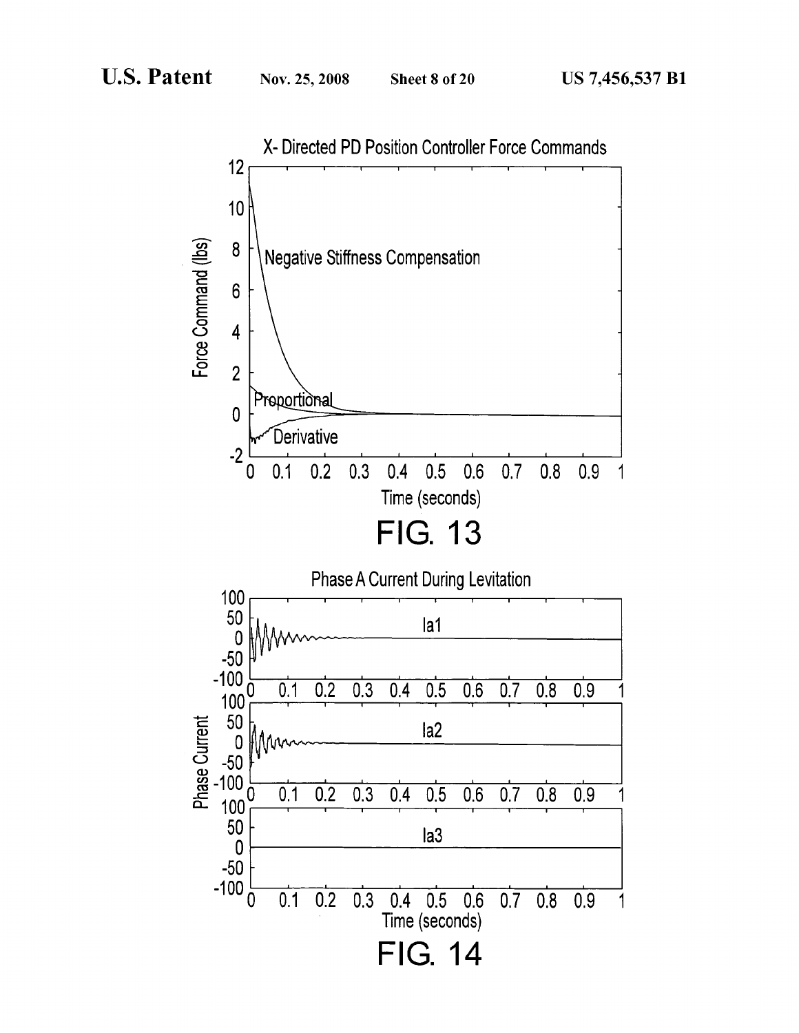X- Directed PD Position Controller Force Commands

FIG. 13

Phase A Current During Levitation

FIG. 14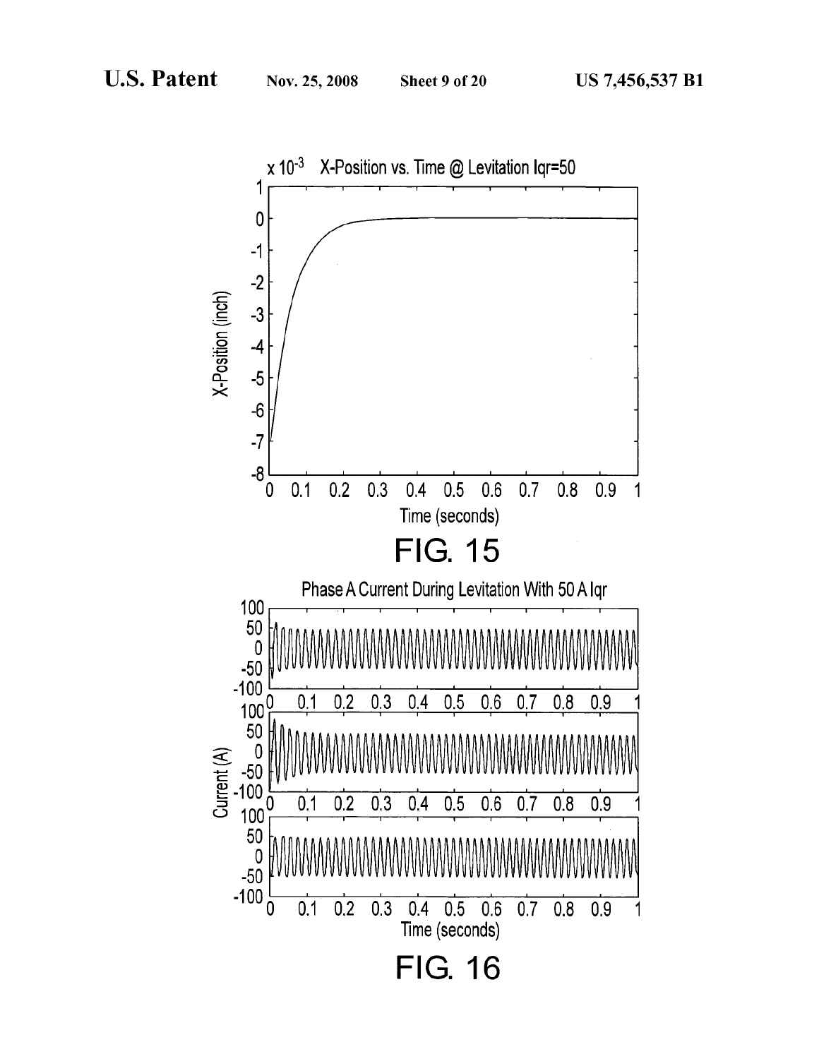x $10^{-3}$ X-Position vs. Time @ Levitation Iqr=50

FIG. 15

Phase A Current During Levitation With 50 A Iqr

FIG. 16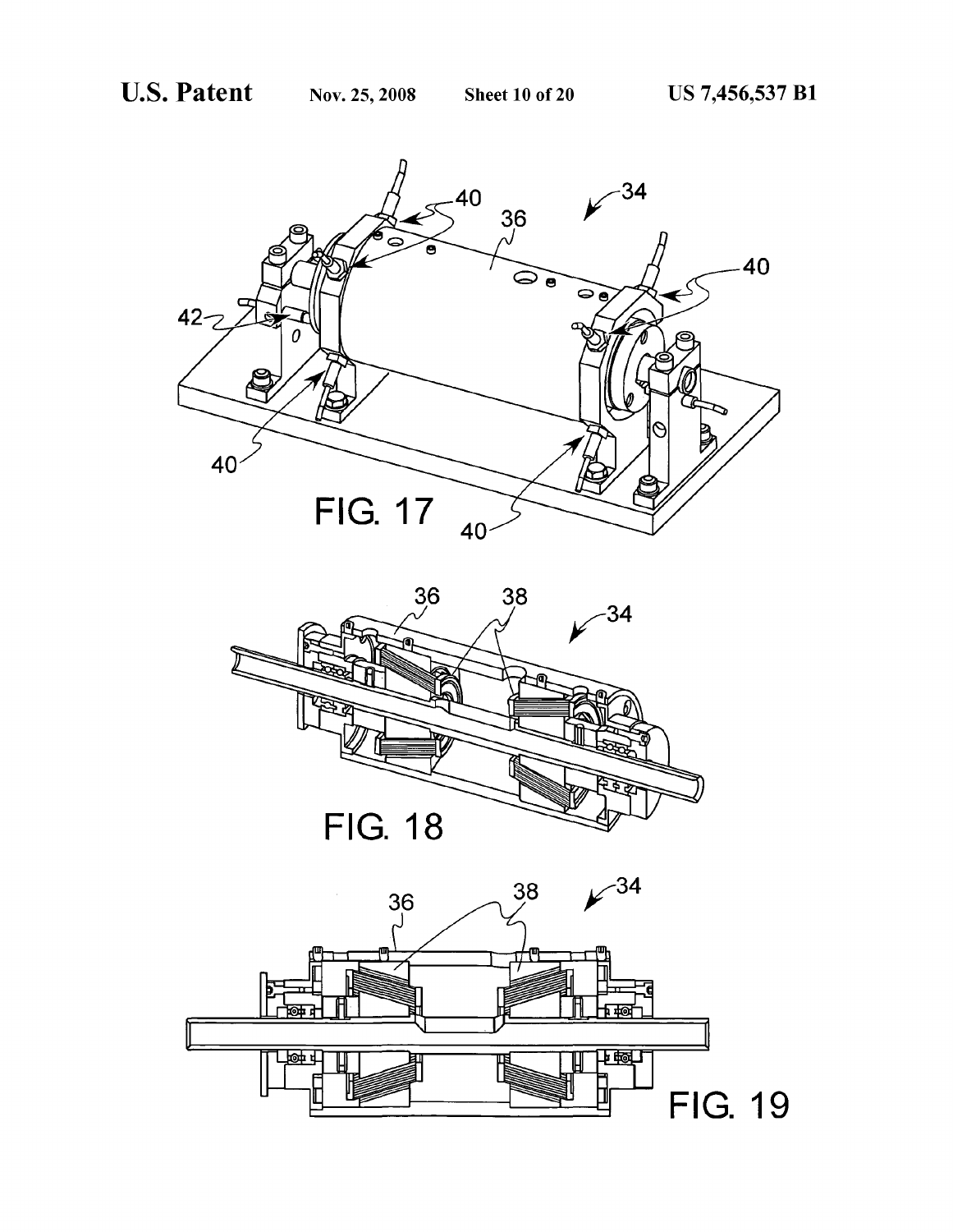FIG. 17

FIG. 18

FIG. 19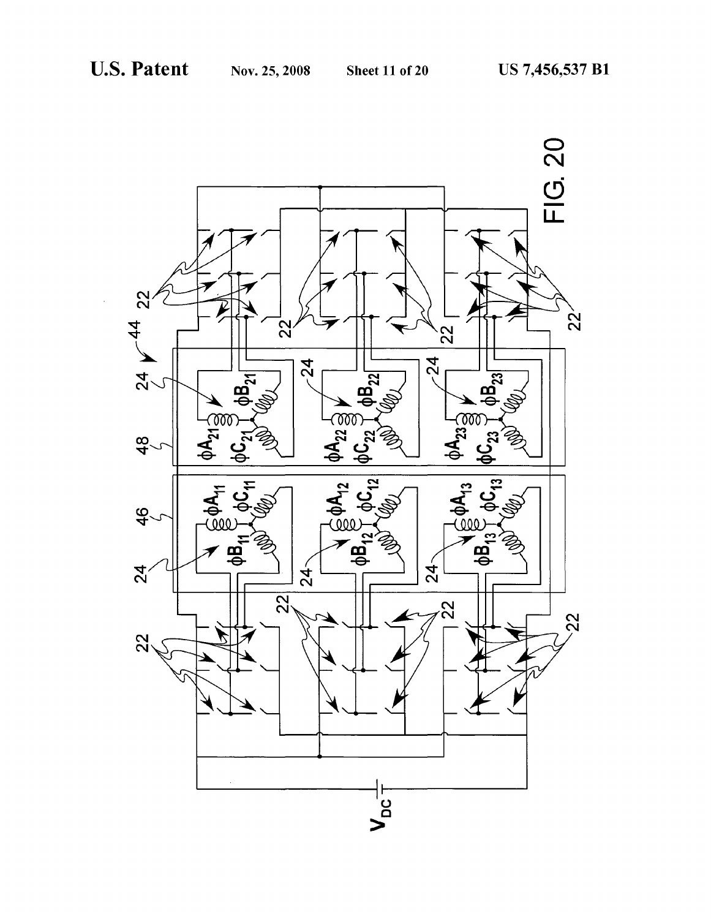FIG. 20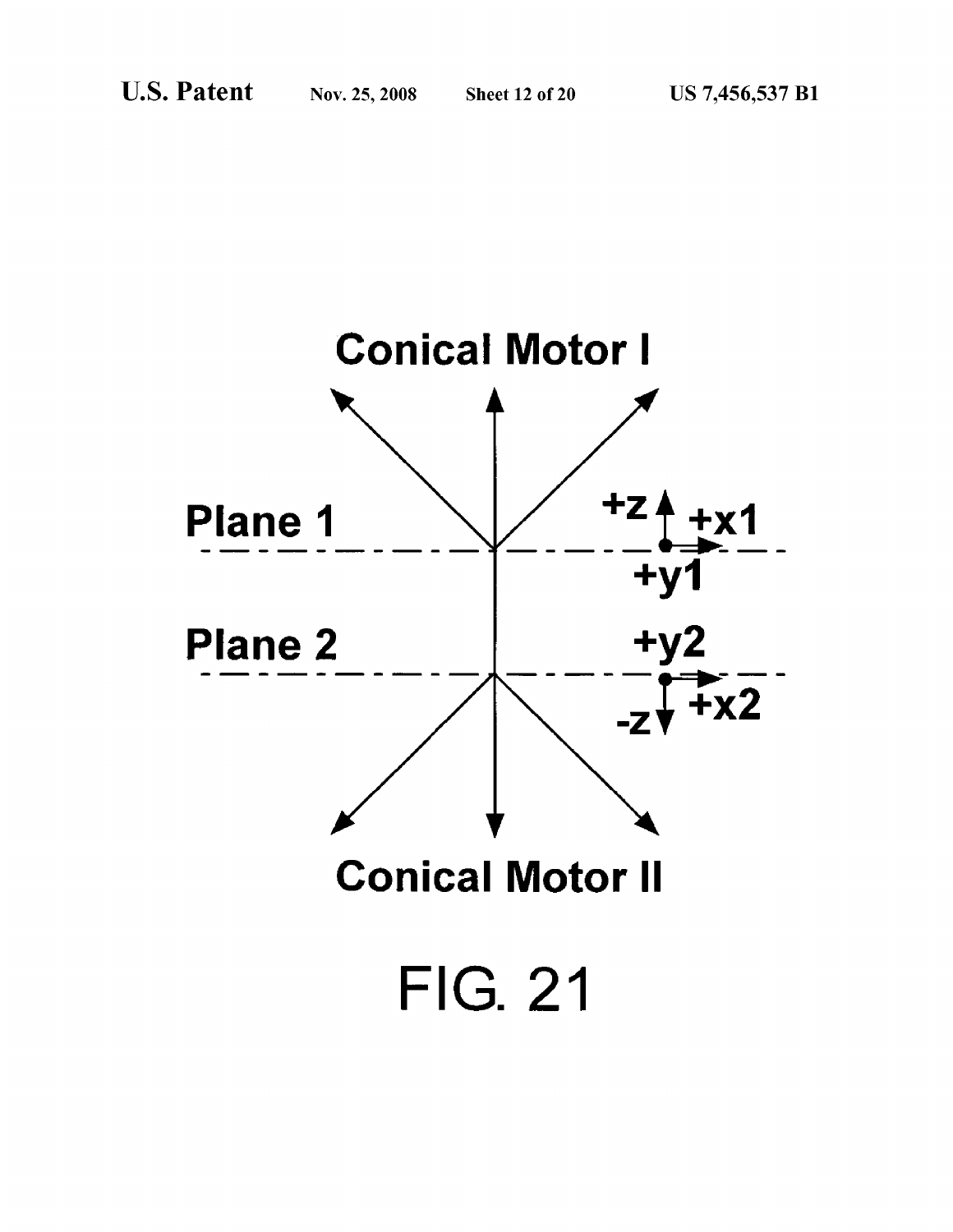Conical Motor I

Plane 1

+z

+x1

+y1

Plane 2

+y2

+x2

-z

Conical Motor II

FIG. 21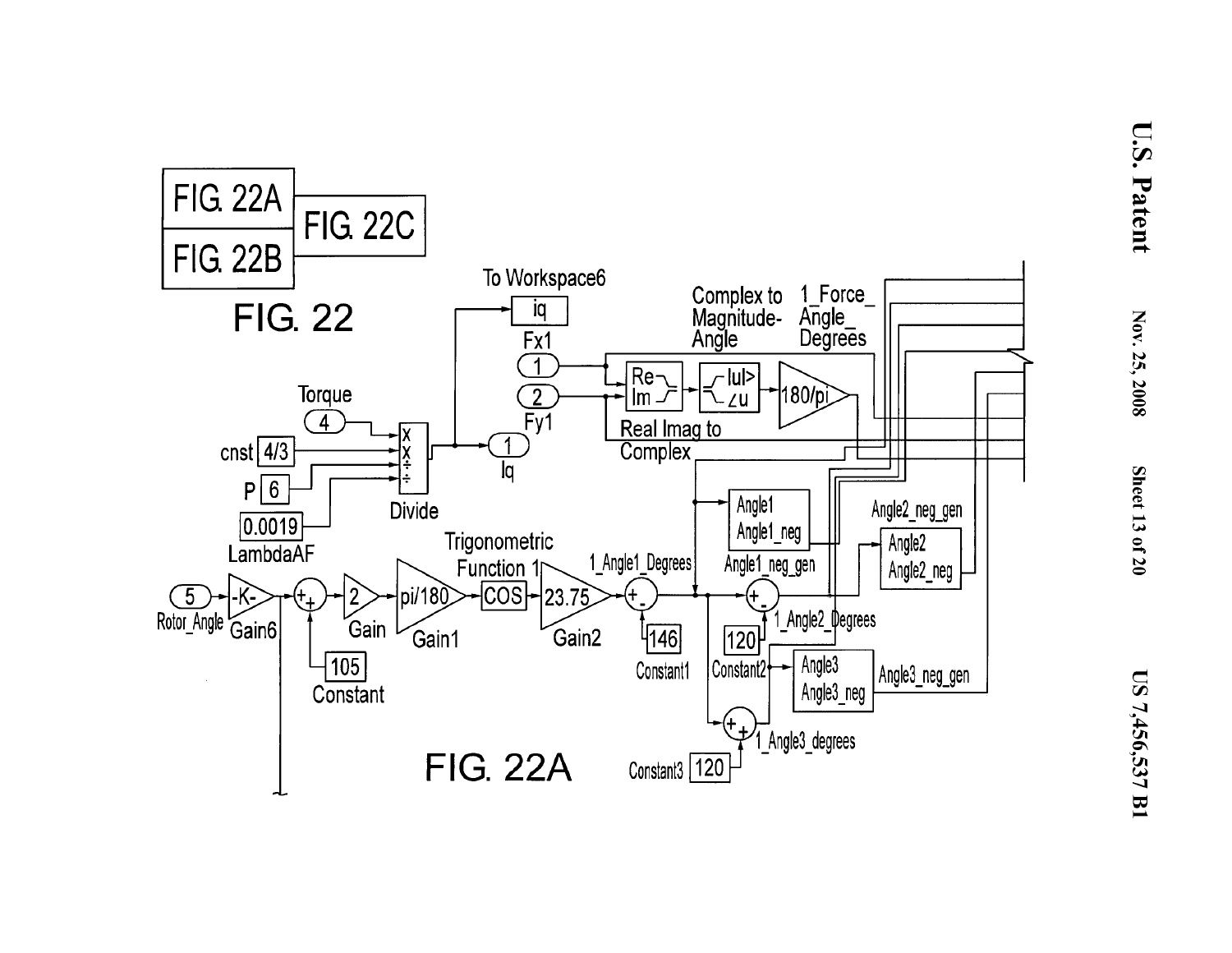FIG. 22A | FIG. 22C
FIG. 22B |

FIG. 22

To Workspace6

iq

Fx1

1

2

Fy1

Complex to Magnitude-Angle

1_Force_Angle_Degrees

Re
Im

|u|
∠u

180/pi

Real Imag to Complex

Torque

4

cnst 4/3

P 6

0.0019

LambdaAF

Divide

1

Iq

Angle1
Angle1_neg

Angle1_neg_gen

Angle2_neg_gen

Angle2
Angle2_neg

5

Rotor_Angle

-K-

Gain6

105

Constant

2

Gain

pi/180

Gain1

Trigonometric Function 1

COS

23.75

Gain2

1_Angle1_Degrees

146

Constant1

120

Constant2

1_Angle2_Degrees

Angle3
Angle3_neg

Angle3_neg_gen

1_Angle3_degrees

Constant3 120

FIG. 22A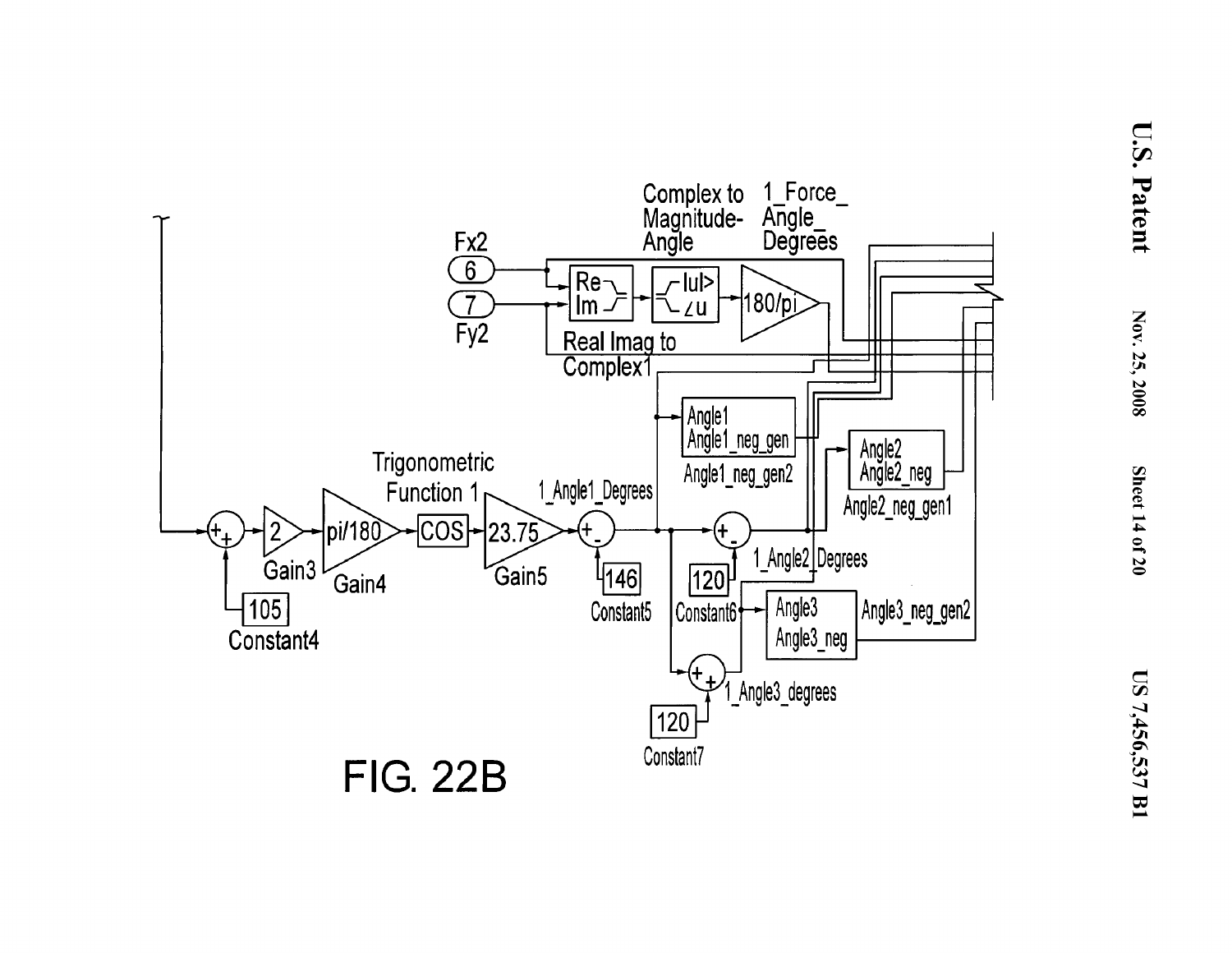FIG. 22B

Complex to Magnitude-Angle

1_Force_Angle_Degrees

Fx2

6

7

Fy2

Re

Im

|u|

∠u

180/pi

Real Imag to Complex1

Angle1

Angle1_neg_gen

Angle1_neg_gen2

Angle2

Angle2_neg

Angle2_neg_gen1

Trigonometric Function 1

1_Angle1_Degrees

2

Gain3

pi/180

Gain4

COS

23.75

Gain5

146

Constant5

105

Constant4

120

Constant6

1_Angle2_Degrees

Angle3

Angle3_neg

Angle3_neg_gen2

1_Angle3_degrees

120

Constant7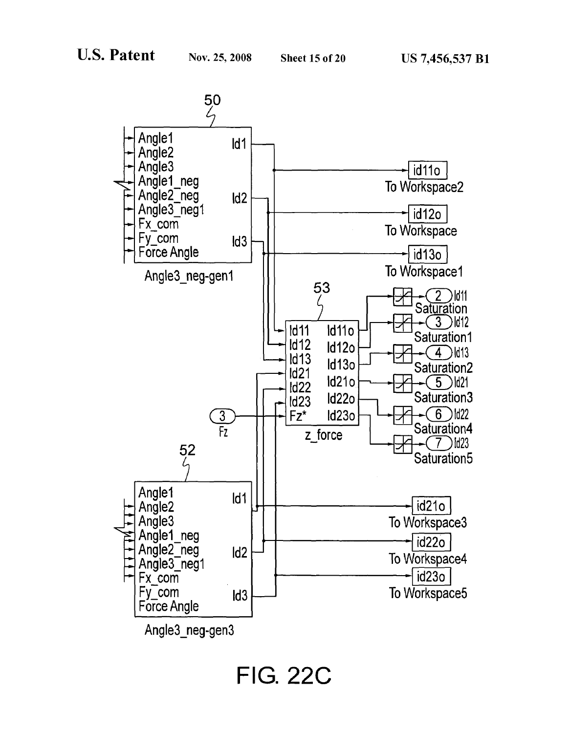50

Angle1
Angle2
Angle3
Angle1_neg
Angle2_neg
Angle3_neg1
Fx_com
Fy_com
Force Angle

Id1
Id2
Id3

Angle3_neg-gen1

id11o
To Workspace2

id12o
To Workspace

id13o
To Workspace1

53

Id11
Id12
Id13
Id21
Id22
Id23
Fz*

Id11o
Id12o
Id13o
Id21o
Id22o
Id23o

z_force

3
Fz

2 Id11
Saturation

3 Id12
Saturation1

4 Id13
Saturation2

5 Id21
Saturation3

6 Id22
Saturation4

7 Id23
Saturation5

52

Angle1
Angle2
Angle3
Angle1_neg
Angle2_neg
Angle3_neg1
Fx_com
Fy_com
Force Angle

Id1
Id2
Id3

Angle3_neg-gen3

id21o
To Workspace3

id22o
To Workspace4

id23o
To Workspace5

FIG. 22C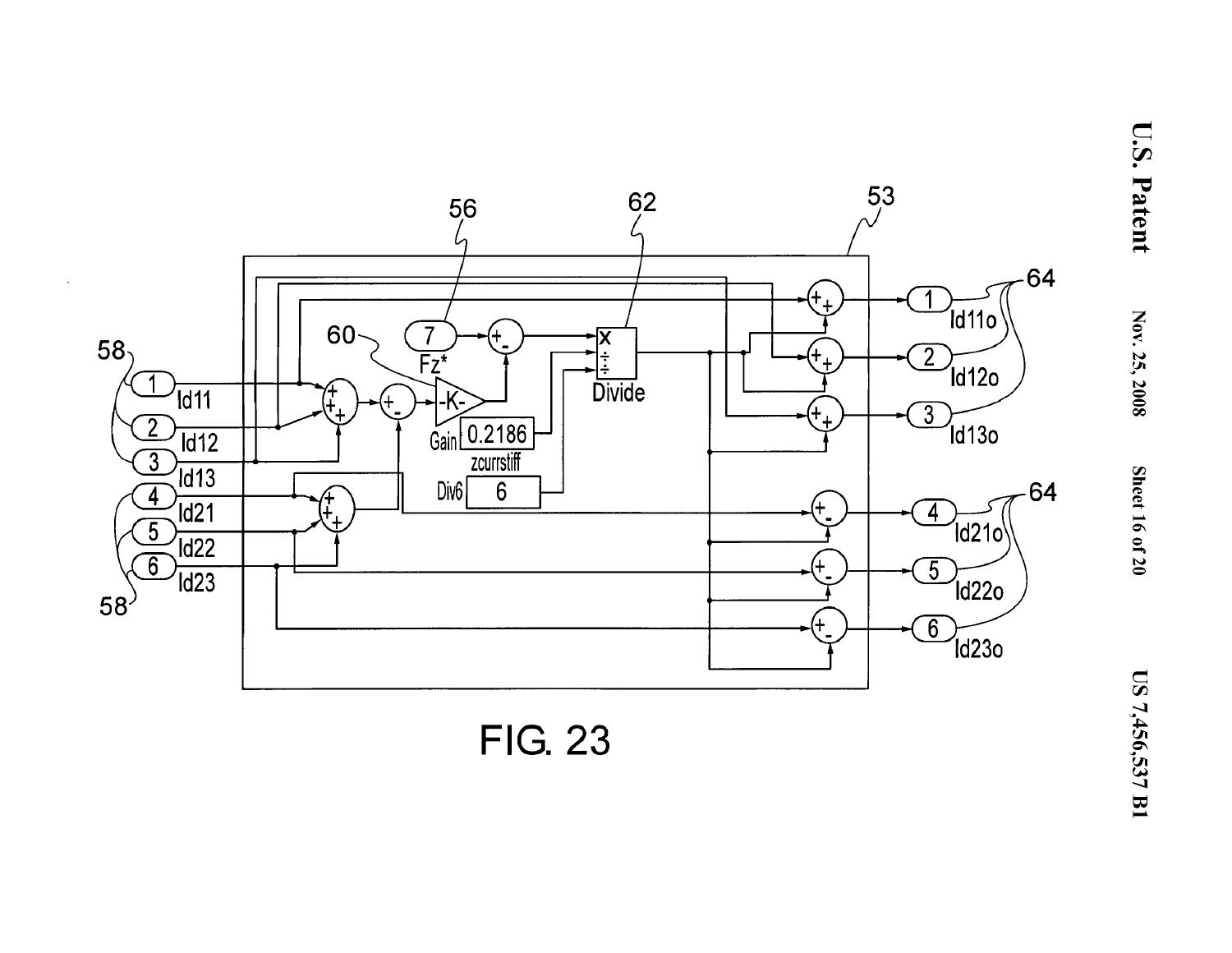FIG. 23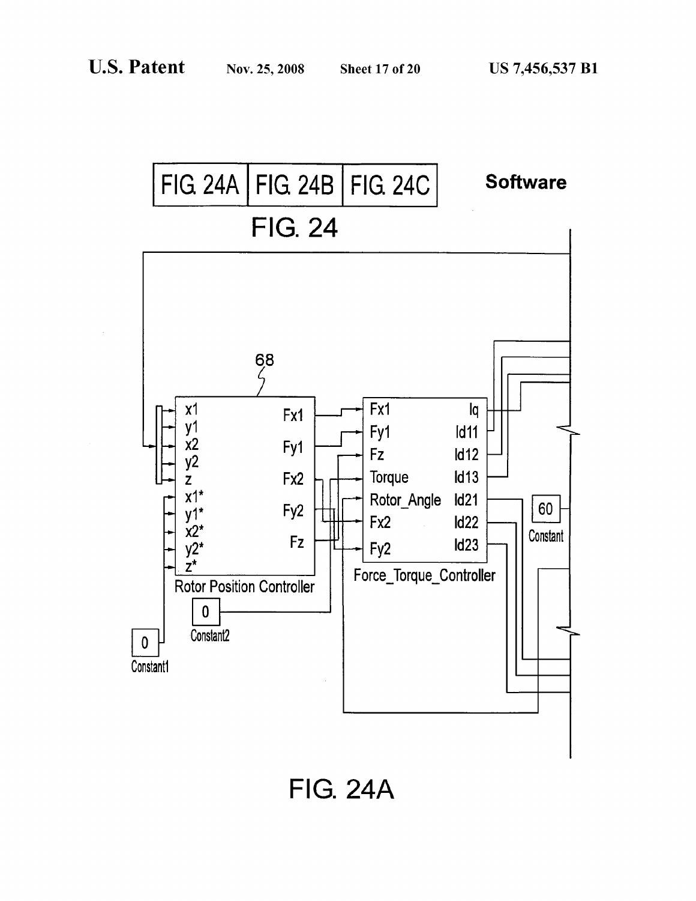FIG. 24A | FIG. 24B | FIG. 24C

**Software**

FIG. 24

68

x1
y1
x2
y2
z
x1*
y1*
x2*
y2*
z*

Fx1
Fy1
Fx2
Fy2
Fz

Rotor Position Controller

Fx1
Fy1
Fz
Torque
Rotor_Angle
Fx2
Fy2

Iq
Id11
Id12
Id13
Id21
Id22
Id23

Force_Torque_Controller

0
Constant2

0
Constant1

60
Constant

FIG. 24A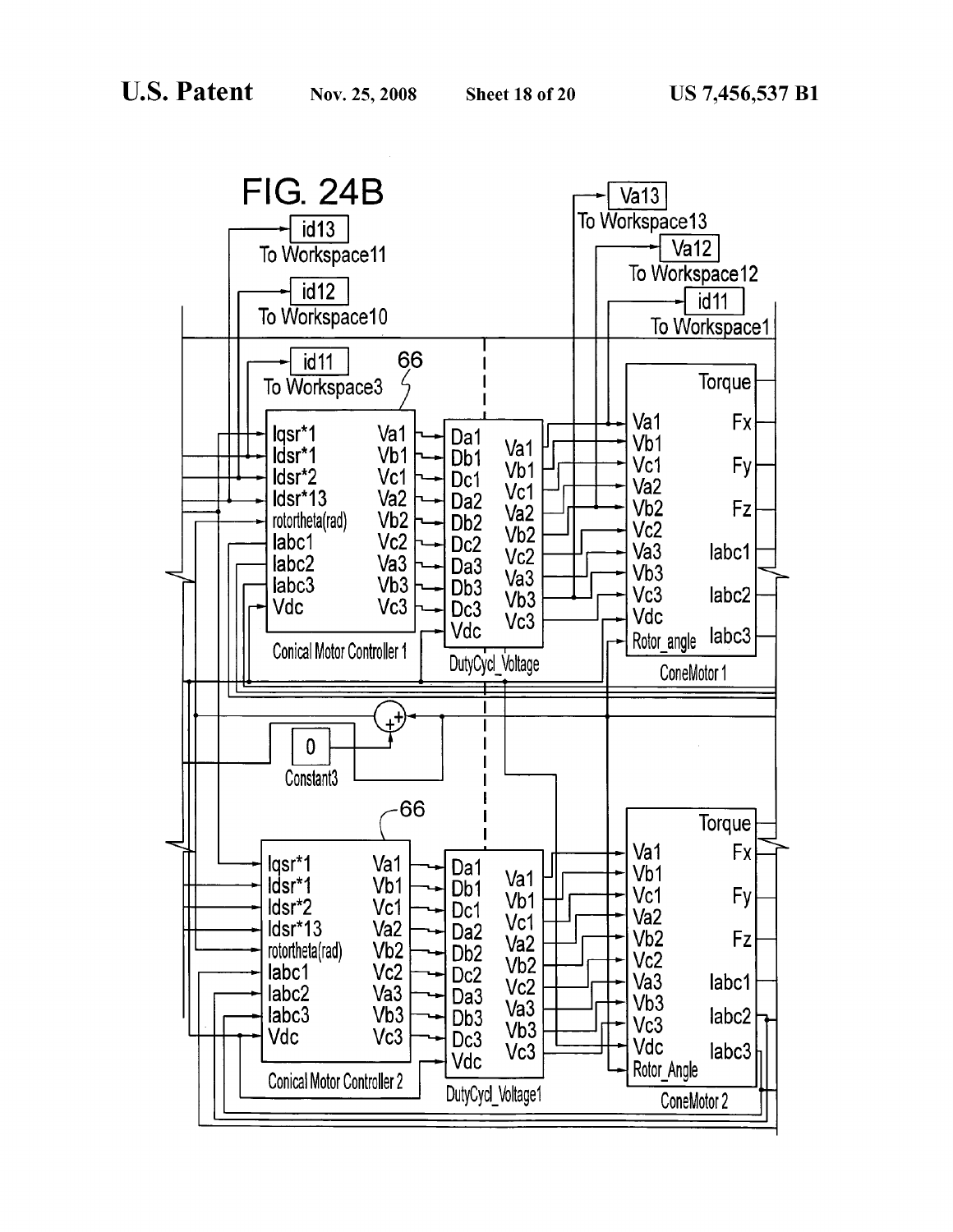# FIG. 24B

id13
To Workspace11

id12
To Workspace10

id11
To Workspace3

66

Va13
To Workspace13

Va12
To Workspace12

id11
To Workspace1

Iqsr*1
Idsr*1
Idsr*2
Idsr*13
rotortheta(rad)
Iabc1
Iabc2
Iabc3
Vdc

Va1
Vb1
Vc1
Va2
Vb2
Vc2
Va3
Vb3
Vc3

Conical Motor Controller 1

Da1
Db1
Dc1
Da2
Db2
Dc2
Da3
Db3
Dc3
Vdc

Va1
Vb1
Vc1
Va2
Vb2
Vc2
Va3
Vb3
Vc3

DutyCycl_Voltage

Va1
Vb1
Vc1
Va2
Vb2
Vc2
Va3
Vb3
Vc3
Vdc
Rotor_angle

Torque
Fx
Fy
Fz
Iabc1
Iabc2
Iabc3

ConeMotor 1

0
Constant3

66

Iqsr*1
Idsr*1
Idsr*2
Idsr*13
rotortheta(rad)
Iabc1
Iabc2
Iabc3
Vdc

Va1
Vb1
Vc1
Va2
Vb2
Vc2
Va3
Vb3
Vc3

Conical Motor Controller 2

Da1
Db1
Dc1
Da2
Db2
Dc2
Da3
Db3
Dc3
Vdc

Va1
Vb1
Vc1
Va2
Vb2
Vc2
Va3
Vb3
Vc3

DutyCycl_Voltage1

Va1
Vb1
Vc1
Va2
Vb2
Vc2
Va3
Vb3
Vc3
Vdc
Rotor_Angle

Torque
Fx
Fy
Fz
Iabc1
Iabc2
Iabc3

ConeMotor 2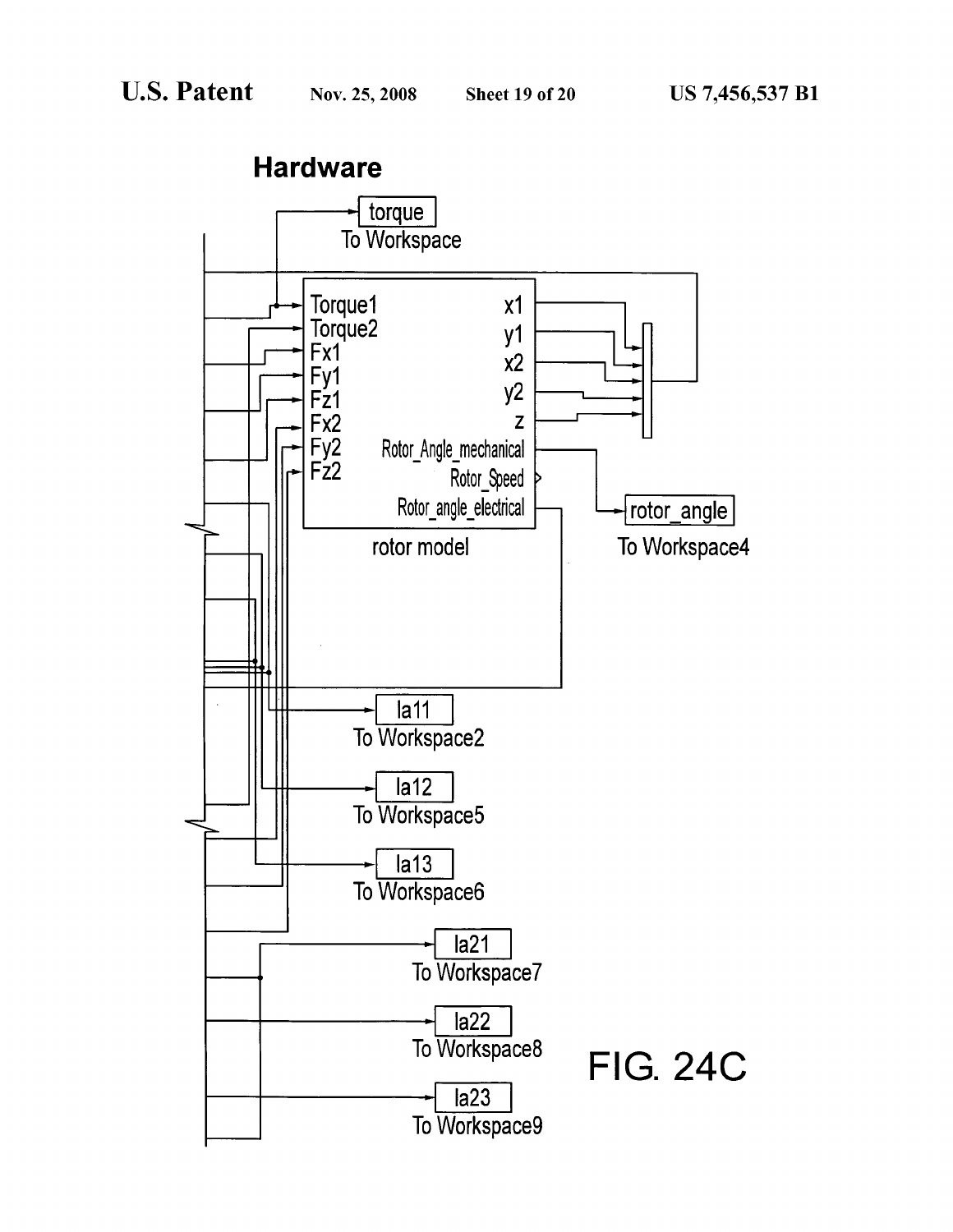**Hardware**

torque
To Workspace

Torque1
Torque2
Fx1
Fy1
Fz1
Fx2
Fy2
Fz2

x1
y1
x2
y2
z
Rotor_Angle_mechanical
Rotor_Speed
Rotor_angle_electrical

rotor model

rotor_angle
To Workspace4

Ia11
To Workspace2

Ia12
To Workspace5

Ia13
To Workspace6

Ia21
To Workspace7

Ia22
To Workspace8

Ia23
To Workspace9

FIG. 24C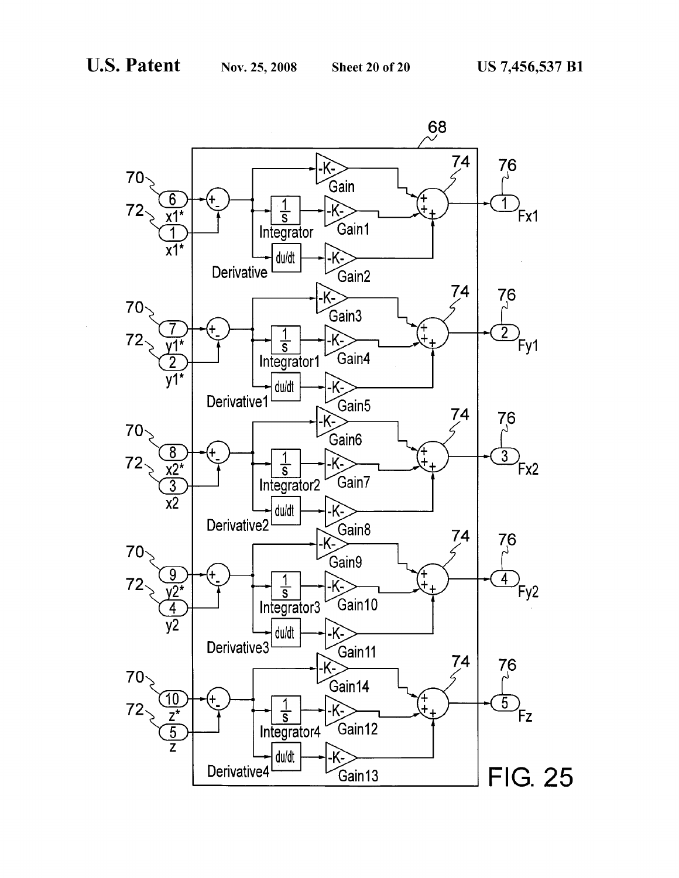FIG. 25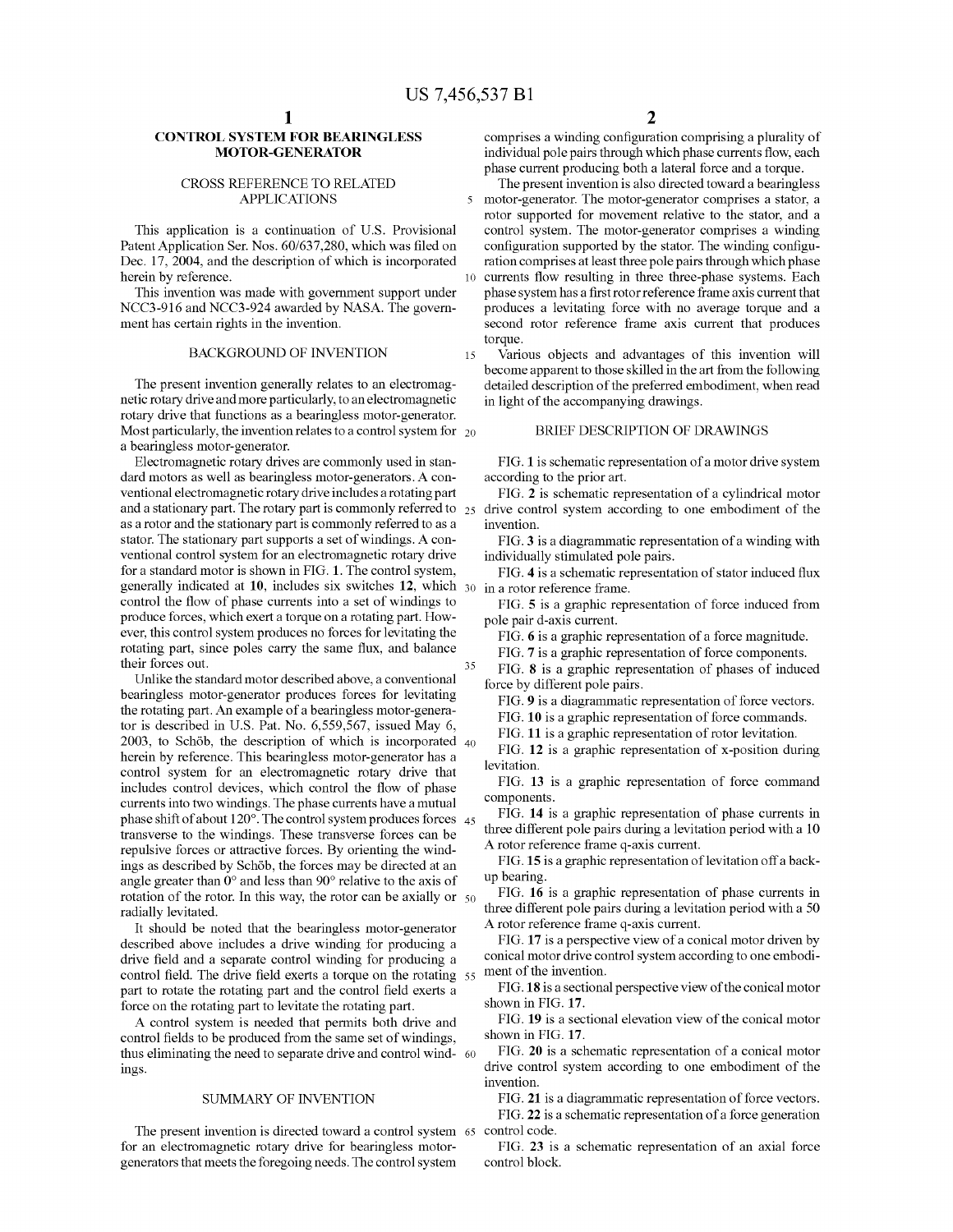# CONTROL SYSTEM FOR BEARINGLESS MOTOR-GENERATOR

## CROSS REFERENCE TO RELATED APPLICATIONS

This application is a continuation of U.S. Provisional Patent Application Ser. Nos. 60/637,280, which was filed on Dec. 17, 2004, and the description of which is incorporated herein by reference.

This invention was made with government support under NCC3-916 and NCC3-924 awarded by NASA. The government has certain rights in the invention.

## BACKGROUND OF INVENTION

The present invention generally relates to an electromagnetic rotary drive and more particularly, to an electromagnetic rotary drive that functions as a bearingless motor-generator. Most particularly, the invention relates to a control system for a bearingless motor-generator.

Electromagnetic rotary drives are commonly used in standard motors as well as bearingless motor-generators. A conventional electromagnetic rotary drive includes a rotating part and a stationary part. The rotary part is commonly referred to as a rotor and the stationary part is commonly referred to as a stator. The stationary part supports a set of windings. A conventional control system for an electromagnetic rotary drive for a standard motor is shown in FIG. **1**. The control system, generally indicated at **10**, includes six switches **12**, which control the flow of phase currents into a set of windings to produce forces, which exert a torque on a rotating part. However, this control system produces no forces for levitating the rotating part, since poles carry the same flux, and balance their forces out.

Unlike the standard motor described above, a conventional bearingless motor-generator produces forces for levitating the rotating part. An example of a bearingless motor-generator is described in U.S. Pat. No. 6,559,567, issued May 6, 2003, to Schöb, the description of which is incorporated herein by reference. This bearingless motor-generator has a control system for an electromagnetic rotary drive that includes control devices, which control the flow of phase currents into two windings. The phase currents have a mutual phase shift of about 120°. The control system produces forces transverse to the windings. These transverse forces can be repulsive forces or attractive forces. By orienting the windings as described by Schöb, the forces may be directed at an angle greater than 0° and less than 90° relative to the axis of rotation of the rotor. In this way, the rotor can be axially or radially levitated.

It should be noted that the bearingless motor-generator described above includes a drive winding for producing a drive field and a separate control winding for producing a control field. The drive field exerts a torque on the rotating part to rotate the rotating part and the control field exerts a force on the rotating part to levitate the rotating part.

A control system is needed that permits both drive and control fields to be produced from the same set of windings, thus eliminating the need to separate drive and control windings.

## SUMMARY OF INVENTION

The present invention is directed toward a control system for an electromagnetic rotary drive for bearingless motor-generators that meets the foregoing needs. The control system comprises a winding configuration comprising a plurality of individual pole pairs through which phase currents flow, each phase current producing both a lateral force and a torque.

The present invention is also directed toward a bearingless motor-generator. The motor-generator comprises a stator, a rotor supported for movement relative to the stator, and a control system. The motor-generator comprises a winding configuration supported by the stator. The winding configuration comprises at least three pole pairs through which phase currents flow resulting in three three-phase systems. Each phase system has a first rotor reference frame axis current that produces a levitating force with no average torque and a second rotor reference frame axis current that produces torque.

Various objects and advantages of this invention will become apparent to those skilled in the art from the following detailed description of the preferred embodiment, when read in light of the accompanying drawings.

## BRIEF DESCRIPTION OF DRAWINGS

FIG. **1** is schematic representation of a motor drive system according to the prior art.

FIG. **2** is schematic representation of a cylindrical motor drive control system according to one embodiment of the invention.

FIG. **3** is a diagrammatic representation of a winding with individually stimulated pole pairs.

FIG. **4** is a schematic representation of stator induced flux in a rotor reference frame.

FIG. **5** is a graphic representation of force induced from pole pair d-axis current.

FIG. **6** is a graphic representation of a force magnitude.

FIG. **7** is a graphic representation of force components.

FIG. **8** is a graphic representation of phases of induced force by different pole pairs.

FIG. **9** is a diagrammatic representation of force vectors.

FIG. **10** is a graphic representation of force commands.

FIG. **11** is a graphic representation of rotor levitation.

FIG. **12** is a graphic representation of x-position during levitation.

FIG. **13** is a graphic representation of force command components.

FIG. **14** is a graphic representation of phase currents in three different pole pairs during a levitation period with a 10 A rotor reference frame q-axis current.

FIG. **15** is a graphic representation of levitation off a back-up bearing.

FIG. **16** is a graphic representation of phase currents in three different pole pairs during a levitation period with a 50 A rotor reference frame q-axis current.

FIG. **17** is a perspective view of a conical motor driven by conical motor drive control system according to one embodiment of the invention.

FIG. **18** is a sectional perspective view of the conical motor shown in FIG. **17**.

FIG. **19** is a sectional elevation view of the conical motor shown in FIG. **17**.

FIG. **20** is a schematic representation of a conical motor drive control system according to one embodiment of the invention.

FIG. **21** is a diagrammatic representation of force vectors.

FIG. **22** is a schematic representation of a force generation control code.

FIG. **23** is a schematic representation of an axial force control block.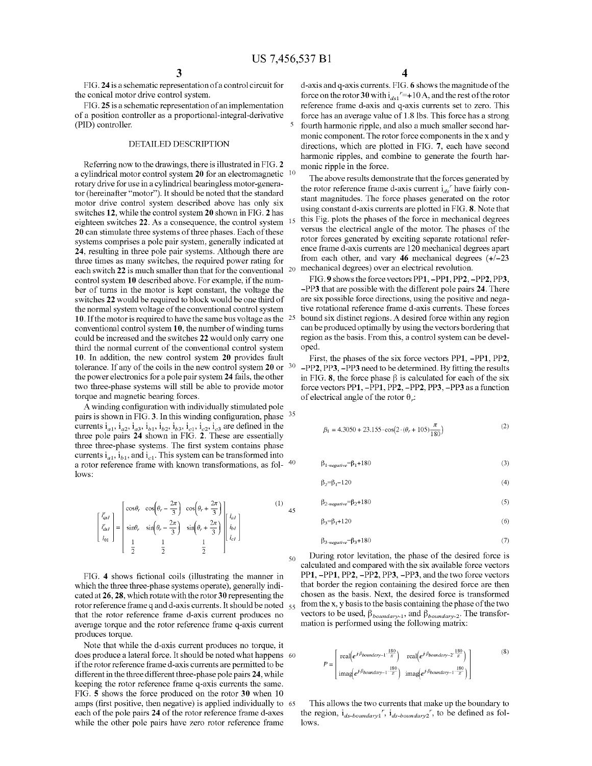FIG. 24 is a schematic representation of a control circuit for the conical motor drive control system.

FIG. 25 is a schematic representation of an implementation of a position controller as a proportional-integral-derivative (PID) controller.

## DETAILED DESCRIPTION

Referring now to the drawings, there is illustrated in FIG. 2 a cylindrical motor control system 20 for an electromagnetic rotary drive for use in a cylindrical bearingless motor-generator (hereinafter "motor"). It should be noted that the standard motor drive control system described above has only six switches 12, while the control system 20 shown in FIG. 2 has eighteen switches 22. As a consequence, the control system 20 can stimulate three systems of three phases. Each of these systems comprises a pole pair system, generally indicated at 24, resulting in three pole pair systems. Although there are three times as many switches, the required power rating for each switch 22 is much smaller than that for the conventional control system 10 described above. For example, if the number of turns in the motor is kept constant, the voltage the switches 22 would be required to block would be one third of the normal system voltage of the conventional control system 10. If the motor is required to have the same bus voltage as the conventional control system 10, the number of winding turns could be increased and the switches 22 would only carry one third the normal current of the conventional control system 10. In addition, the new control system 20 provides fault tolerance. If any of the coils in the new control system 20 or the power electronics for a pole pair system 24 fails, the other two three-phase systems will still be able to provide motor torque and magnetic bearing forces.

A winding configuration with individually stimulated pole pairs is shown in FIG. 3. In this winding configuration, phase currents $i_{a1}$, $i_{a2}$, $i_{a3}$, $i_{b1}$, $i_{b2}$, $i_{b3}$, $i_{c1}$, $i_{c2}$, $i_{c3}$ are defined in the three pole pairs 24 shown in FIG. 2. These are essentially three three-phase systems. The first system contains phase currents $i_{a1}$, $i_{b1}$, and $i_{c1}$. This system can be transformed into a rotor reference frame with known transformations, as follows:

$$\begin{bmatrix} i_{qs1}^r \\ i_{ds1}^r \\ i_{01} \end{bmatrix} = \begin{bmatrix} \cos\theta_r & \cos\left(\theta_r - \frac{2\pi}{3}\right) & \cos\left(\theta_r + \frac{2\pi}{3}\right) \\ \sin\theta_r & \sin\left(\theta_r - \frac{2\pi}{3}\right) & \sin\left(\theta_r + \frac{2\pi}{3}\right) \\ \frac{1}{2} & \frac{1}{2} & \frac{1}{2} \end{bmatrix} \begin{bmatrix} i_{a1} \\ i_{b1} \\ i_{c1} \end{bmatrix} \tag{1}$$

FIG. 4 shows fictional coils (illustrating the manner in which the three three-phase systems operate), generally indicated at 26, 28, which rotate with the rotor 30 representing the rotor reference frame q and d-axis currents. It should be noted that the rotor reference frame d-axis current produces no average torque and the rotor reference frame q-axis current produces torque.

Note that while the d-axis current produces no torque, it does produce a lateral force. It should be noted what happens if the rotor reference frame d-axis currents are permitted to be different in the three different three-phase pole pairs 24, while keeping the rotor reference frame q-axis currents the same. FIG. 5 shows the force produced on the rotor 30 when 10 amps (first positive, then negative) is applied individually to each of the pole pairs 24 of the rotor reference frame d-axes while the other pole pairs have zero rotor reference frame d-axis and q-axis currents. FIG. 6 shows the magnitude of the force on the rotor 30 with $i_{ds1}^r = +10$ A, and the rest of the rotor reference frame d-axis and q-axis currents set to zero. This force has an average value of 1.8 lbs. This force has a strong fourth harmonic ripple, and also a much smaller second harmonic component. The rotor force components in the x and y directions, which are plotted in FIG. 7, each have second harmonic ripples, and combine to generate the fourth harmonic ripple in the force.

The above results demonstrate that the forces generated by the rotor reference frame d-axis current $i_{ds}^r$ have fairly constant magnitudes. The force phases generated on the rotor using constant d-axis currents are plotted in FIG. 8. Note that this Fig. plots the phases of the force in mechanical degrees versus the electrical angle of the motor. The phases of the rotor forces generated by exciting separate rotational reference frame d-axis currents are 120 mechanical degrees apart from each other, and vary 46 mechanical degrees (+/−23 mechanical degrees) over an electrical revolution.

FIG. 9 shows the force vectors PP1, −PP1, PP2, −PP2, PP3, −PP3 that are possible with the different pole pairs 24. There are six possible force directions, using the positive and negative rotational reference frame d-axis currents. These forces bound six distinct regions. A desired force within any region can be produced optimally by using the vectors bordering that region as the basis. From this, a control system can be developed.

First, the phases of the six force vectors PP1, −PP1, PP2, −PP2, PP3, −PP3 need to be determined. By fitting the results in FIG. 8, the force phase β is calculated for each of the six force vectors PP1, −PP1, PP2, −PP2, PP3, −PP3 as a function of electrical angle of the rotor $\theta_r$:

$$\beta_1 = 4.3050 + 23.155 \cdot \cos\left(2 \cdot (\theta_r + 105)\frac{\pi}{180}\right) \tag{2}$$

$$\beta_{1\text{-negative}} = \beta_1 + 180 \tag{3}$$

$$\beta_2 = \beta_1 - 120 \tag{4}$$

$$\beta_{2\text{-negative}} = \beta_2 + 180 \tag{5}$$

$$\beta_3 = \beta_1 + 120 \tag{6}$$

$$\beta_{3\text{-negative}} = \beta_3 + 180 \tag{7}$$

During rotor levitation, the phase of the desired force is calculated and compared with the six available force vectors PP1, −PP1, PP2, −PP2, PP3, −PP3, and the two force vectors that border the region containing the desired force are then chosen as the basis. Next, the desired force is transformed from the x, y basis to the basis containing the phase of the two vectors to be used, $\beta_{boundary\text{-}1}$, and $\beta_{boundary\text{-}2}$. The transformation is performed using the following matrix:

$$P = \begin{bmatrix} \text{real}\left(e^{j\cdot\beta_{boundary\text{-}1}\cdot\frac{180}{\pi}}\right) & \text{real}\left(e^{j\cdot\beta_{boundary\text{-}2}\cdot\frac{180}{\pi}}\right) \\ \text{imag}\left(e^{j\cdot\beta_{boundary\text{-}1}\cdot\frac{180}{\pi}}\right) & \text{imag}\left(e^{j\cdot\beta_{boundary\text{-}1}\cdot\frac{180}{\pi}}\right) \end{bmatrix} \tag{8}$$

This allows the two currents that make up the boundary to the region, $i_{ds\text{-}boundary1}^r$, $i_{ds\text{-}boundary2}^r$, to be defined as follows.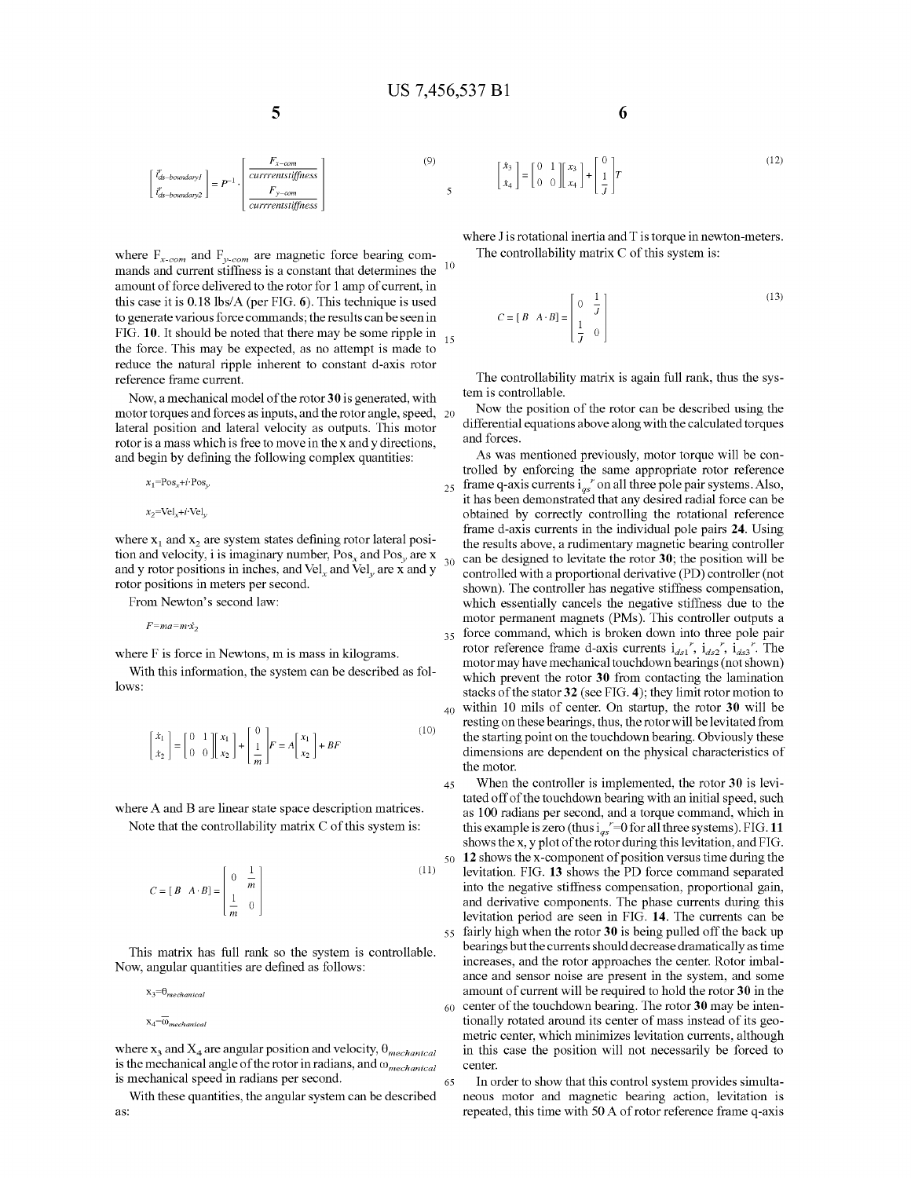$$\begin{bmatrix} i^{r}_{ds\text{-}boundary1} \\ i^{r}_{ds\text{-}boundary2} \end{bmatrix} = P^{-1} \cdot \begin{bmatrix} \frac{F_{x\text{-}com}}{currrentstiffness} \\ \frac{F_{y\text{-}com}}{currrentstiffness} \end{bmatrix} \tag{9}$$

where $F_{x\text{-}com}$ and $F_{y\text{-}com}$ are magnetic force bearing commands and current stiffness is a constant that determines the amount of force delivered to the rotor for 1 amp of current, in this case it is 0.18 lbs/A (per FIG. 6). This technique is used to generate various force commands; the results can be seen in FIG. 10. It should be noted that there may be some ripple in the force. This may be expected, as no attempt is made to reduce the natural ripple inherent to constant d-axis rotor reference frame current.

Now, a mechanical model of the rotor 30 is generated, with motor torques and forces as inputs, and the rotor angle, speed, lateral position and lateral velocity as outputs. This motor rotor is a mass which is free to move in the x and y directions, and begin by defining the following complex quantities:

$$x_1 = \text{Pos}_x + i \cdot \text{Pos}_y$$

$$x_2 = \text{Vel}_x + i \cdot \text{Vel}_y$$

where $x_1$ and $x_2$ are system states defining rotor lateral position and velocity, i is imaginary number, $\text{Pos}_x$ and $\text{Pos}_y$ are x and y rotor positions in inches, and $\text{Vel}_x$ and $\text{Vel}_y$ are x and y rotor positions in meters per second.

From Newton's second law:

$$F = ma = m \cdot \dot{x}_2$$

where F is force in Newtons, m is mass in kilograms.

With this information, the system can be described as follows:

$$\begin{bmatrix} \dot{x}_1 \\ \dot{x}_2 \end{bmatrix} = \begin{bmatrix} 0 & 1 \\ 0 & 0 \end{bmatrix} \begin{bmatrix} x_1 \\ x_2 \end{bmatrix} + \begin{bmatrix} 0 \\ \frac{1}{m} \end{bmatrix} F = A \begin{bmatrix} x_1 \\ x_2 \end{bmatrix} + BF \tag{10}$$

where A and B are linear state space description matrices.

Note that the controllability matrix C of this system is:

$$C = [B \quad A \cdot B] = \begin{bmatrix} 0 & \frac{1}{m} \\ \frac{1}{m} & 0 \end{bmatrix} \tag{11}$$

This matrix has full rank so the system is controllable. Now, angular quantities are defined as follows:

$$x_3 = \theta_{mechanical}$$

$$x_4 = \omega_{mechanical}$$

where $x_3$ and $X_4$ are angular position and velocity, $\theta_{mechanical}$ is the mechanical angle of the rotor in radians, and $\omega_{mechanical}$ is mechanical speed in radians per second.

With these quantities, the angular system can be described as:

$$\begin{bmatrix} \dot{x}_3 \\ \dot{x}_4 \end{bmatrix} = \begin{bmatrix} 0 & 1 \\ 0 & 0 \end{bmatrix} \begin{bmatrix} x_3 \\ x_4 \end{bmatrix} + \begin{bmatrix} 0 \\ \frac{1}{J} \end{bmatrix} T \tag{12}$$

where J is rotational inertia and T is torque in newton-meters.

The controllability matrix C of this system is:

$$C = [B \quad A \cdot B] = \begin{bmatrix} 0 & \frac{1}{J} \\ \frac{1}{J} & 0 \end{bmatrix} \tag{13}$$

The controllability matrix is again full rank, thus the system is controllable.

Now the position of the rotor can be described using the differential equations above along with the calculated torques and forces.

As was mentioned previously, motor torque will be controlled by enforcing the same appropriate rotor reference frame q-axis currents $i_{qs}^{r}$ on all three pole pair systems. Also, it has been demonstrated that any desired radial force can be obtained by correctly controlling the rotational reference frame d-axis currents in the individual pole pairs 24. Using the results above, a rudimentary magnetic bearing controller can be designed to levitate the rotor 30; the position will be controlled with a proportional derivative (PD) controller (not shown). The controller has negative stiffness compensation, which essentially cancels the negative stiffness due to the motor permanent magnets (PMs). This controller outputs a force command, which is broken down into three pole pair rotor reference frame d-axis currents $i_{ds1}^{r}$, $i_{ds2}^{r}$, $i_{ds3}^{r}$. The motor may have mechanical touchdown bearings (not shown) which prevent the rotor 30 from contacting the lamination stacks of the stator 32 (see FIG. 4); they limit rotor motion to within 10 mils of center. On startup, the rotor 30 will be resting on these bearings, thus, the rotor will be levitated from the starting point on the touchdown bearing. Obviously these dimensions are dependent on the physical characteristics of the motor.

When the controller is implemented, the rotor 30 is levitated off of the touchdown bearing with an initial speed, such as 100 radians per second, and a torque command, which in this example is zero (thus $i_{qs}^{r}=0$ for all three systems). FIG. 11 shows the x, y plot of the rotor during this levitation, and FIG. 12 shows the x-component of position versus time during the levitation. FIG. 13 shows the PD force command separated into the negative stiffness compensation, proportional gain, and derivative components. The phase currents during this levitation period are seen in FIG. 14. The currents can be fairly high when the rotor 30 is being pulled off the back up bearings but the currents should decrease dramatically as time increases, and the rotor approaches the center. Rotor imbalance and sensor noise are present in the system, and some amount of current will be required to hold the rotor 30 in the center of the touchdown bearing. The rotor 30 may be intentionally rotated around its center of mass instead of its geometric center, which minimizes levitation currents, although in this case the position will not necessarily be forced to center.

In order to show that this control system provides simultaneous motor and magnetic bearing action, levitation is repeated, this time with 50 A of rotor reference frame q-axis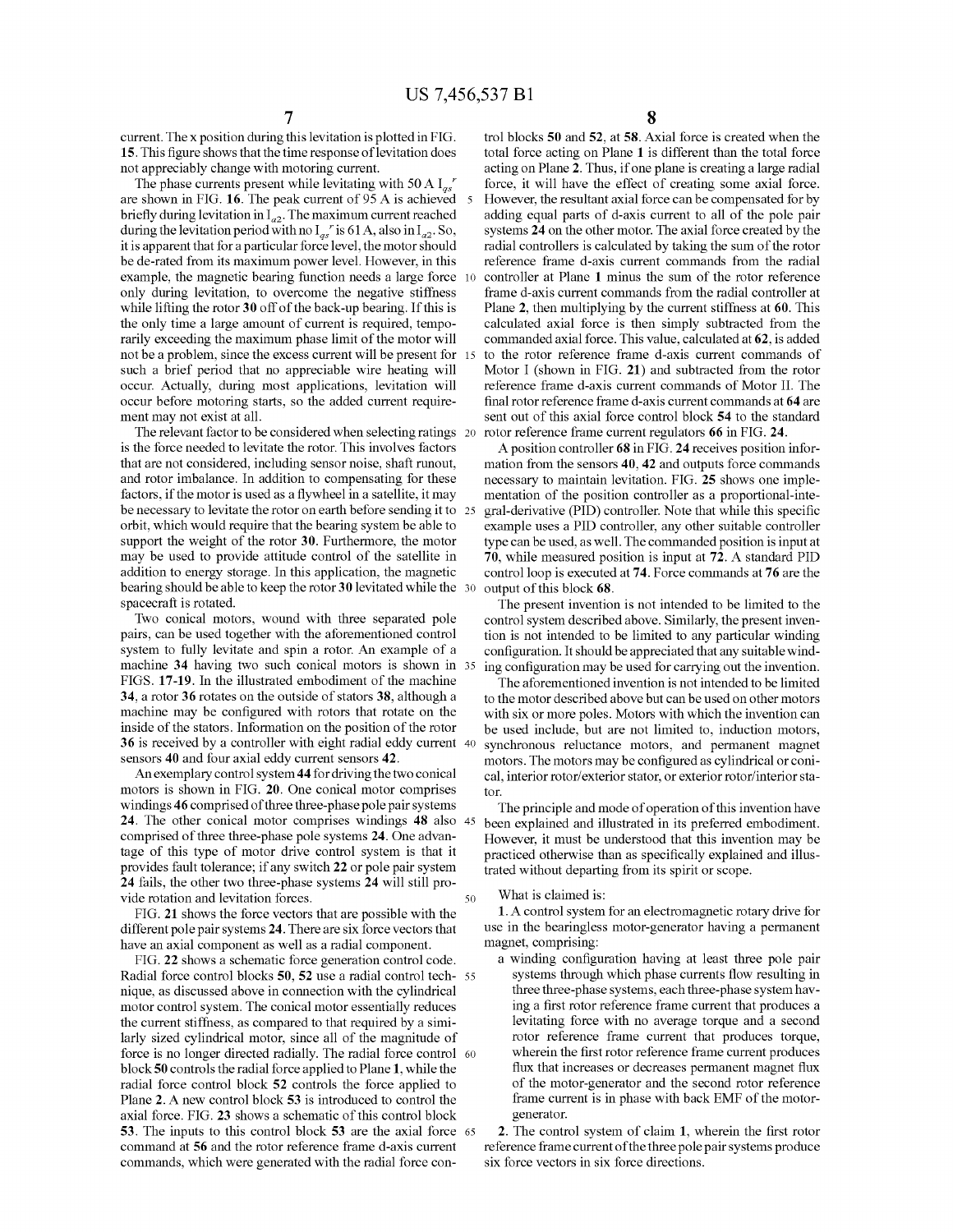current. The x position during this levitation is plotted in FIG. 15. This figure shows that the time response of levitation does not appreciably change with motoring current.

The phase currents present while levitating with 50 A $I_{qs}^r$ are shown in FIG. 16. The peak current of 95 A is achieved briefly during levitation in $I_{a2}$. The maximum current reached during the levitation period with no $I_{qs}^r$ is 61 A, also in $I_{a2}$. So, it is apparent that for a particular force level, the motor should be de-rated from its maximum power level. However, in this example, the magnetic bearing function needs a large force only during levitation, to overcome the negative stiffness while lifting the rotor **30** off of the back-up bearing. If this is the only time a large amount of current is required, temporarily exceeding the maximum phase limit of the motor will not be a problem, since the excess current will be present for such a brief period that no appreciable wire heating will occur. Actually, during most applications, levitation will occur before motoring starts, so the added current requirement may not exist at all.

The relevant factor to be considered when selecting ratings is the force needed to levitate the rotor. This involves factors that are not considered, including sensor noise, shaft runout, and rotor imbalance. In addition to compensating for these factors, if the motor is used as a flywheel in a satellite, it may be necessary to levitate the rotor on earth before sending it to orbit, which would require that the bearing system be able to support the weight of the rotor **30**. Furthermore, the motor may be used to provide attitude control of the satellite in addition to energy storage. In this application, the magnetic bearing should be able to keep the rotor **30** levitated while the spacecraft is rotated.

Two conical motors, wound with three separated pole pairs, can be used together with the aforementioned control system to fully levitate and spin a rotor. An example of a machine **34** having two such conical motors is shown in FIGS. **17**-**19**. In the illustrated embodiment of the machine **34**, a rotor **36** rotates on the outside of stators **38**, although a machine may be configured with rotors that rotate on the inside of the stators. Information on the position of the rotor **36** is received by a controller with eight radial eddy current sensors **40** and four axial eddy current sensors **42**.

An exemplary control system **44** for driving the two conical motors is shown in FIG. **20**. One conical motor comprises windings **46** comprised of three three-phase pole pair systems **24**. The other conical motor comprises windings **48** also comprised of three three-phase pole systems **24**. One advantage of this type of motor drive control system is that it provides fault tolerance; if any switch **22** or pole pair system **24** fails, the other two three-phase systems **24** will still provide rotation and levitation forces.

FIG. **21** shows the force vectors that are possible with the different pole pair systems **24**. There are six force vectors that have an axial component as well as a radial component.

FIG. **22** shows a schematic force generation control code. Radial force control blocks **50**, **52** use a radial control technique, as discussed above in connection with the cylindrical motor control system. The conical motor essentially reduces the current stiffness, as compared to that required by a similarly sized cylindrical motor, since all of the magnitude of force is no longer directed radially. The radial force control block **50** controls the radial force applied to Plane **1**, while the radial force control block **52** controls the force applied to Plane **2**. A new control block **53** is introduced to control the axial force. FIG. **23** shows a schematic of this control block **53**. The inputs to this control block **53** are the axial force command at **56** and the rotor reference frame d-axis current commands, which were generated with the radial force control blocks **50** and **52**, at **58**. Axial force is created when the total force acting on Plane **1** is different than the total force acting on Plane **2**. Thus, if one plane is creating a large radial force, it will have the effect of creating some axial force. However, the resultant axial force can be compensated for by adding equal parts of d-axis current to all of the pole pair systems **24** on the other motor. The axial force created by the radial controllers is calculated by taking the sum of the rotor reference frame d-axis current commands from the radial controller at Plane **1** minus the sum of the rotor reference frame d-axis current commands from the radial controller at Plane **2**, then multiplying by the current stiffness at **60**. This calculated axial force is then simply subtracted from the commanded axial force. This value, calculated at **62**, is added to the rotor reference frame d-axis current commands of Motor I (shown in FIG. **21**) and subtracted from the rotor reference frame d-axis current commands of Motor II. The final rotor reference frame d-axis current commands at **64** are sent out of this axial force control block **54** to the standard rotor reference frame current regulators **66** in FIG. **24**.

A position controller **68** in FIG. **24** receives position information from the sensors **40**, **42** and outputs force commands necessary to maintain levitation. FIG. **25** shows one implementation of the position controller as a proportional-integral-derivative (PID) controller. Note that while this specific example uses a PID controller, any other suitable controller type can be used, as well. The commanded position is input at **70**, while measured position is input at **72**. A standard PID control loop is executed at **74**. Force commands at **76** are the output of this block **68**.

The present invention is not intended to be limited to the control system described above. Similarly, the present invention is not intended to be limited to any particular winding configuration. It should be appreciated that any suitable winding configuration may be used for carrying out the invention.

The aforementioned invention is not intended to be limited to the motor described above but can be used on other motors with six or more poles. Motors with which the invention can be used include, but are not limited to, induction motors, synchronous reluctance motors, and permanent magnet motors. The motors may be configured as cylindrical or conical, interior rotor/exterior stator, or exterior rotor/interior stator.

The principle and mode of operation of this invention have been explained and illustrated in its preferred embodiment. However, it must be understood that this invention may be practiced otherwise than as specifically explained and illustrated without departing from its spirit or scope.

What is claimed is:

**1**. A control system for an electromagnetic rotary drive for use in the bearingless motor-generator having a permanent magnet, comprising:

a winding configuration having at least three pole pair systems through which phase currents flow resulting in three three-phase systems, each three-phase system having a first rotor reference frame current that produces a levitating force with no average torque and a second rotor reference frame current that produces torque, wherein the first rotor reference frame current produces flux that increases or decreases permanent magnet flux of the motor-generator and the second rotor reference frame current is in phase with back EMF of the motor-generator.

**2**. The control system of claim **1**, wherein the first rotor reference frame current of the three pole pair systems produce six force vectors in six force directions.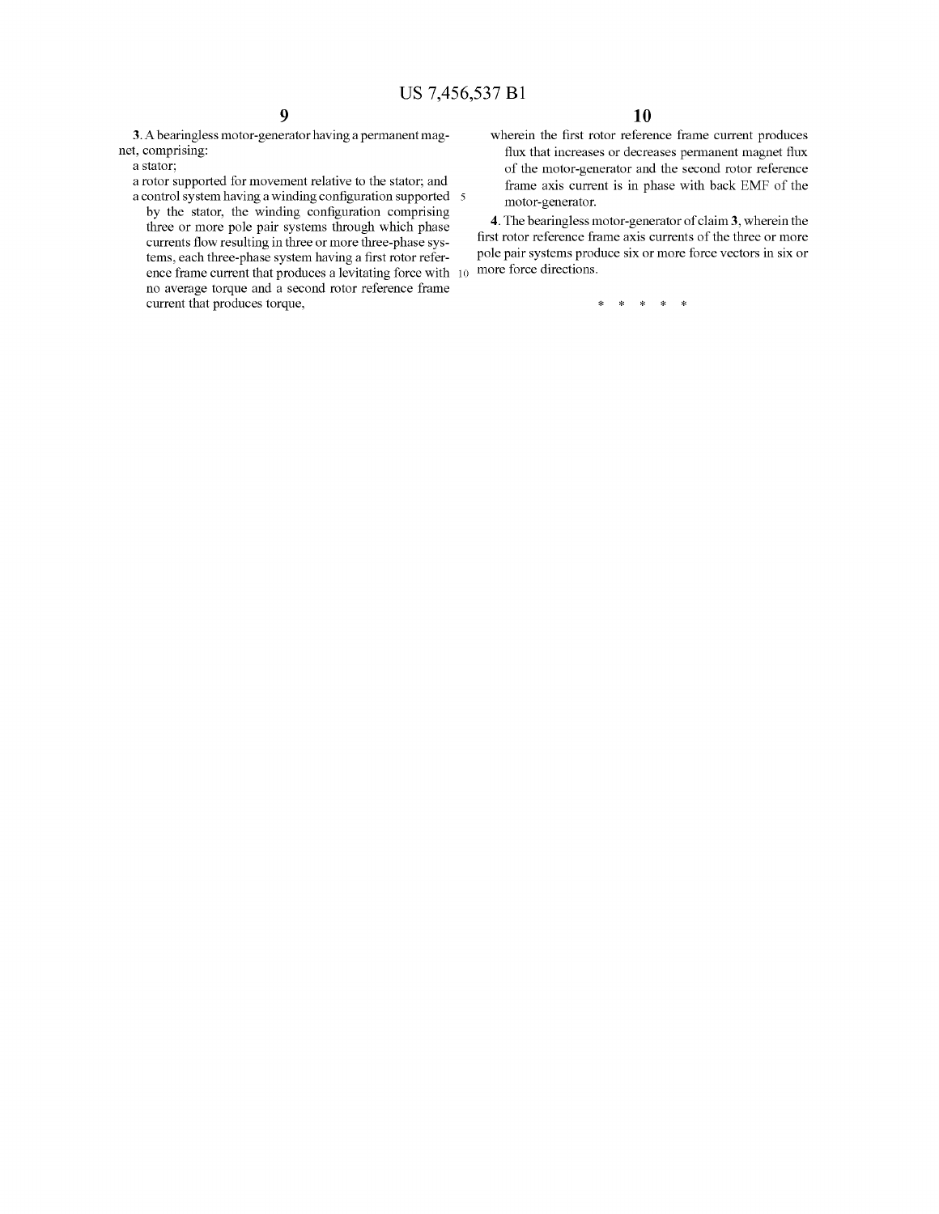3. A bearingless motor-generator having a permanent magnet, comprising:

a stator;

a rotor supported for movement relative to the stator; and

a control system having a winding configuration supported by the stator, the winding configuration comprising three or more pole pair systems through which phase currents flow resulting in three or more three-phase systems, each three-phase system having a first rotor reference frame current that produces a levitating force with no average torque and a second rotor reference frame current that produces torque,

wherein the first rotor reference frame current produces flux that increases or decreases permanent magnet flux of the motor-generator and the second rotor reference frame axis current is in phase with back EMF of the motor-generator.

4. The bearingless motor-generator of claim 3, wherein the first rotor reference frame axis currents of the three or more pole pair systems produce six or more force vectors in six or more force directions.

* * * * *